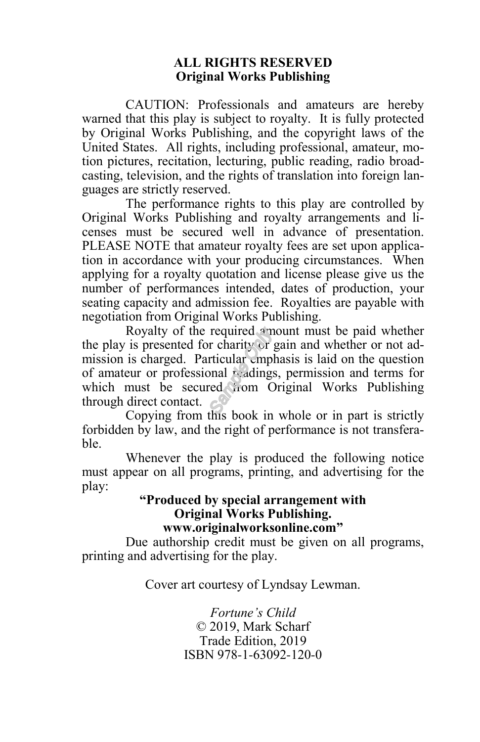**ALL RIGHTS RESERVED**
**Original Works Publishing**

CAUTION: Professionals and amateurs are hereby warned that this play is subject to royalty. It is fully protected by Original Works Publishing, and the copyright laws of the United States. All rights, including professional, amateur, motion pictures, recitation, lecturing, public reading, radio broadcasting, television, and the rights of translation into foreign languages are strictly reserved.

The performance rights to this play are controlled by Original Works Publishing and royalty arrangements and licenses must be secured well in advance of presentation. PLEASE NOTE that amateur royalty fees are set upon application in accordance with your producing circumstances. When applying for a royalty quotation and license please give us the number of performances intended, dates of production, your seating capacity and admission fee. Royalties are payable with negotiation from Original Works Publishing.

Royalty of the required amount must be paid whether the play is presented for charity or gain and whether or not admission is charged. Particular emphasis is laid on the question of amateur or professional readings, permission and terms for which must be secured from Original Works Publishing through direct contact.

Copying from this book in whole or in part is strictly forbidden by law, and the right of performance is not transferable.

Whenever the play is produced the following notice must appear on all programs, printing, and advertising for the play:

**"Produced by special arrangement with Original Works Publishing. www.originalworksonline.com"**

Due authorship credit must be given on all programs, printing and advertising for the play.

Cover art courtesy of Lyndsay Lewman.

*Fortune's Child*
© 2019, Mark Scharf
Trade Edition, 2019
ISBN 978-1-63092-120-0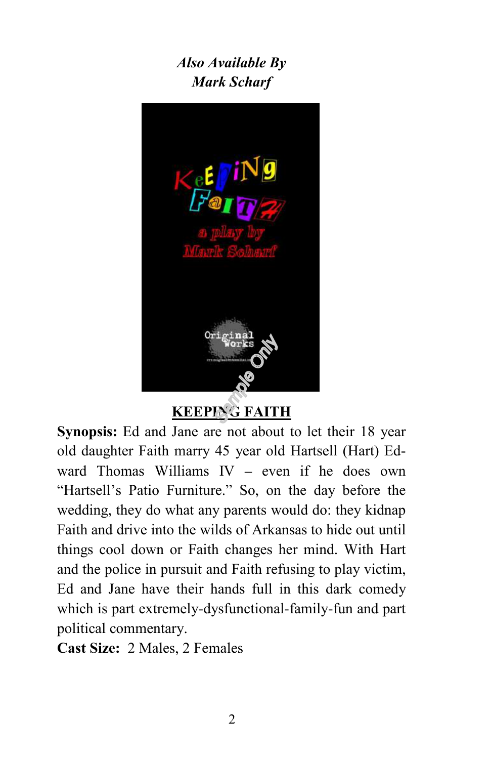*Also Available By*
*Mark Scharf*

**KEEPING FAITH**

**Synopsis:** Ed and Jane are not about to let their 18 year old daughter Faith marry 45 year old Hartsell (Hart) Edward Thomas Williams IV – even if he does own "Hartsell's Patio Furniture." So, on the day before the wedding, they do what any parents would do: they kidnap Faith and drive into the wilds of Arkansas to hide out until things cool down or Faith changes her mind. With Hart and the police in pursuit and Faith refusing to play victim, Ed and Jane have their hands full in this dark comedy which is part extremely-dysfunctional-family-fun and part political commentary.

**Cast Size:** 2 Males, 2 Females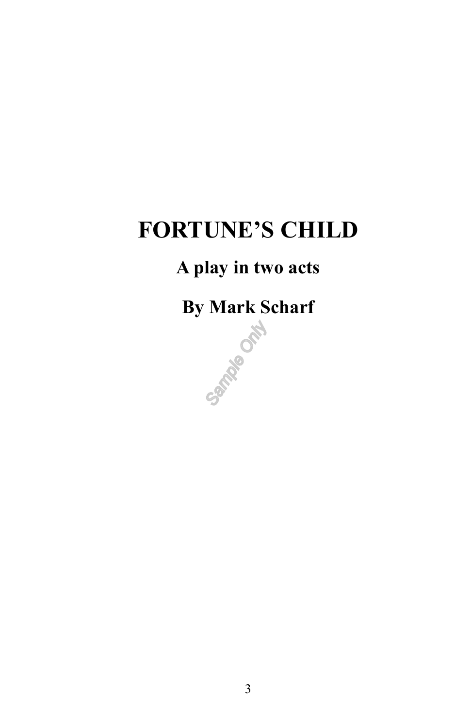# FORTUNE'S CHILD

## A play in two acts

## By Mark Scharf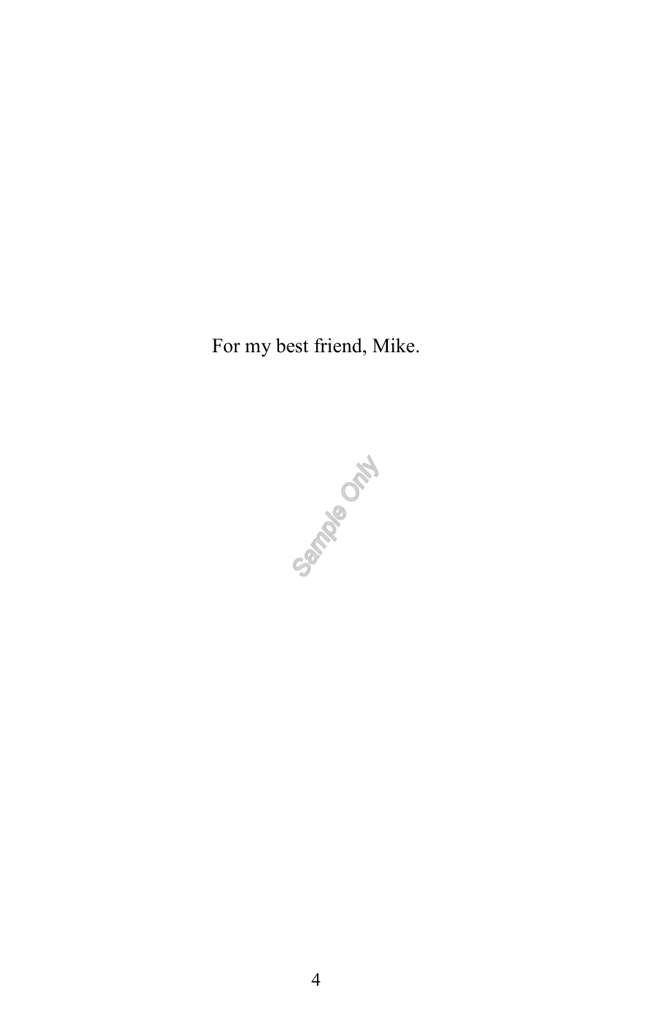For my best friend, Mike.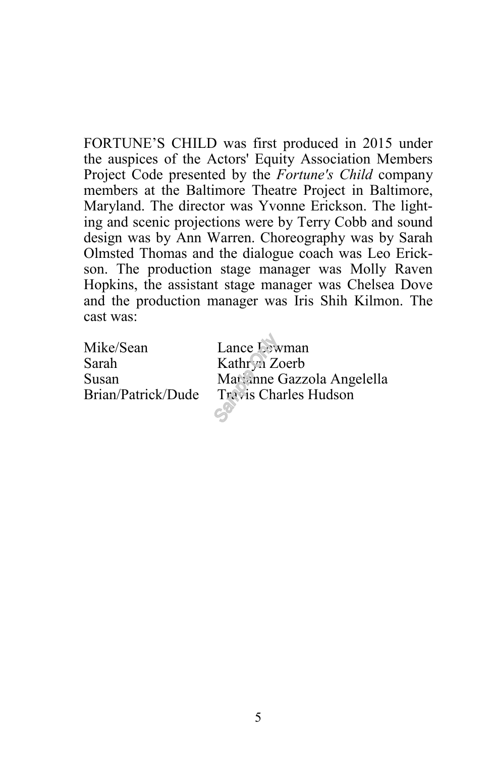FORTUNE'S CHILD was first produced in 2015 under the auspices of the Actors' Equity Association Members Project Code presented by the *Fortune's Child* company members at the Baltimore Theatre Project in Baltimore, Maryland. The director was Yvonne Erickson. The lighting and scenic projections were by Terry Cobb and sound design was by Ann Warren. Choreography was by Sarah Olmsted Thomas and the dialogue coach was Leo Erickson. The production stage manager was Molly Raven Hopkins, the assistant stage manager was Chelsea Dove and the production manager was Iris Shih Kilmon. The cast was:

| | |
|---|---|
| Mike/Sean | Lance Bewman |
| Sarah | Kathryn Zoerb |
| Susan | Marianne Gazzola Angelella |
| Brian/Patrick/Dude | Travis Charles Hudson |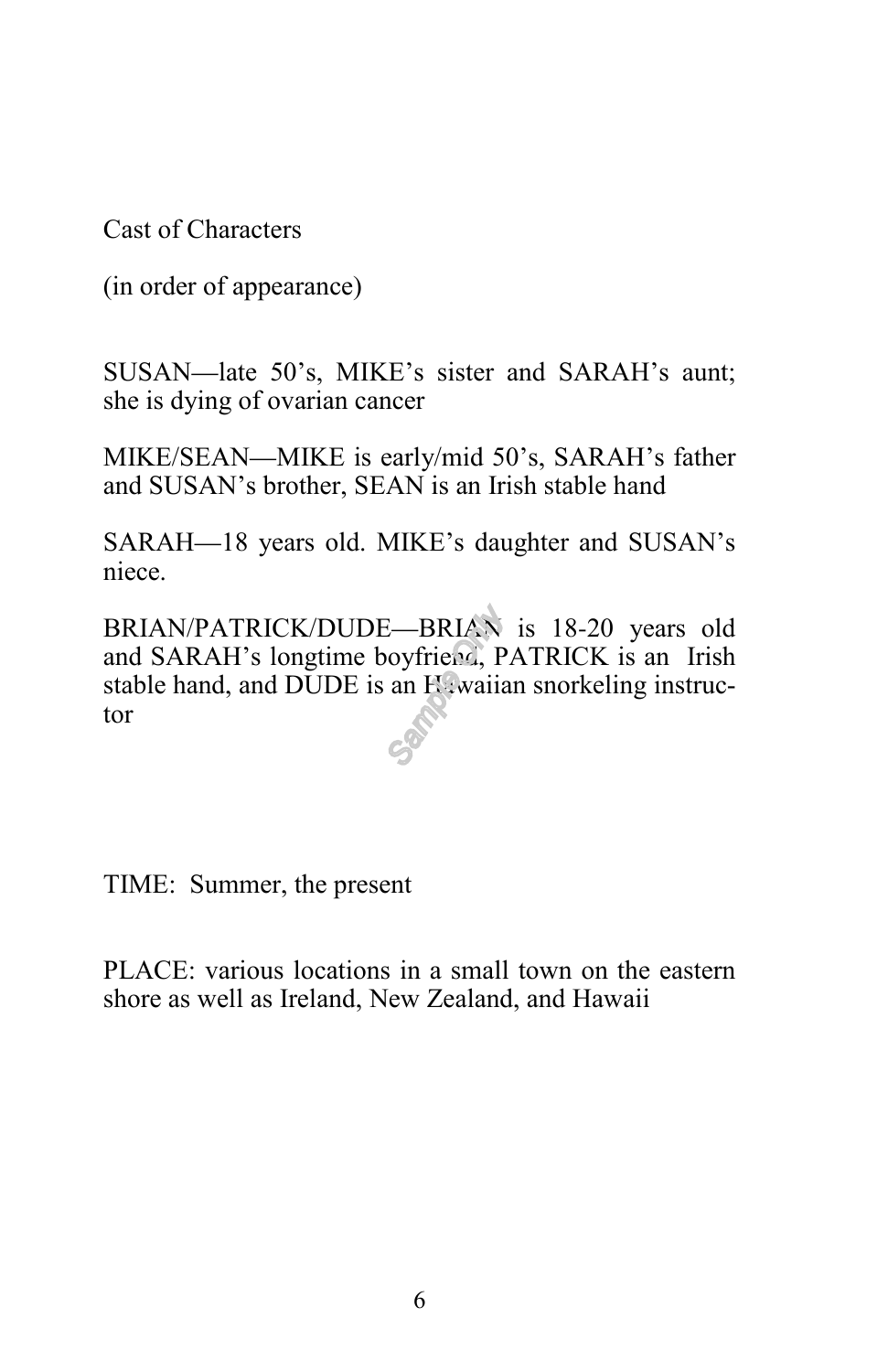Cast of Characters

(in order of appearance)

SUSAN—late 50's, MIKE's sister and SARAH's aunt; she is dying of ovarian cancer

MIKE/SEAN—MIKE is early/mid 50's, SARAH's father and SUSAN's brother, SEAN is an Irish stable hand

SARAH—18 years old. MIKE's daughter and SUSAN's niece.

BRIAN/PATRICK/DUDE—BRIAN is 18-20 years old and SARAH's longtime boyfriend, PATRICK is an Irish stable hand, and DUDE is an Hawaiian snorkeling instructor

TIME: Summer, the present

PLACE: various locations in a small town on the eastern shore as well as Ireland, New Zealand, and Hawaii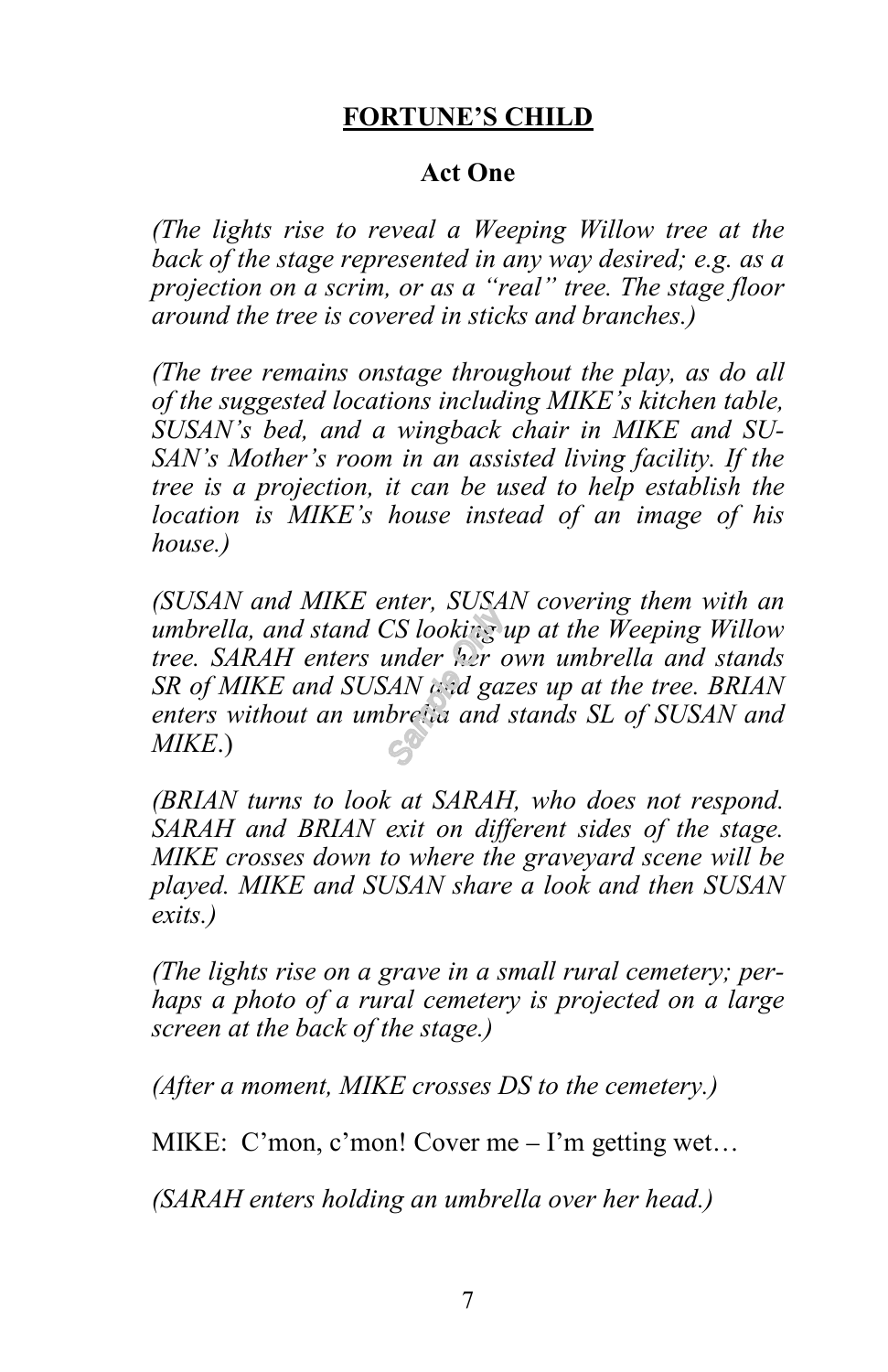## FORTUNE'S CHILD

### Act One

*(The lights rise to reveal a Weeping Willow tree at the back of the stage represented in any way desired; e.g. as a projection on a scrim, or as a "real" tree. The stage floor around the tree is covered in sticks and branches.)*

*(The tree remains onstage throughout the play, as do all of the suggested locations including MIKE's kitchen table, SUSAN's bed, and a wingback chair in MIKE and SUSAN's Mother's room in an assisted living facility. If the tree is a projection, it can be used to help establish the location is MIKE's house instead of an image of his house.)*

*(SUSAN and MIKE enter, SUSAN covering them with an umbrella, and stand CS looking up at the Weeping Willow tree. SARAH enters under her own umbrella and stands SR of MIKE and SUSAN and gazes up at the tree. BRIAN enters without an umbrella and stands SL of SUSAN and MIKE.)*

*(BRIAN turns to look at SARAH, who does not respond. SARAH and BRIAN exit on different sides of the stage. MIKE crosses down to where the graveyard scene will be played. MIKE and SUSAN share a look and then SUSAN exits.)*

*(The lights rise on a grave in a small rural cemetery; perhaps a photo of a rural cemetery is projected on a large screen at the back of the stage.)*

*(After a moment, MIKE crosses DS to the cemetery.)*

MIKE: C'mon, c'mon! Cover me – I'm getting wet…

*(SARAH enters holding an umbrella over her head.)*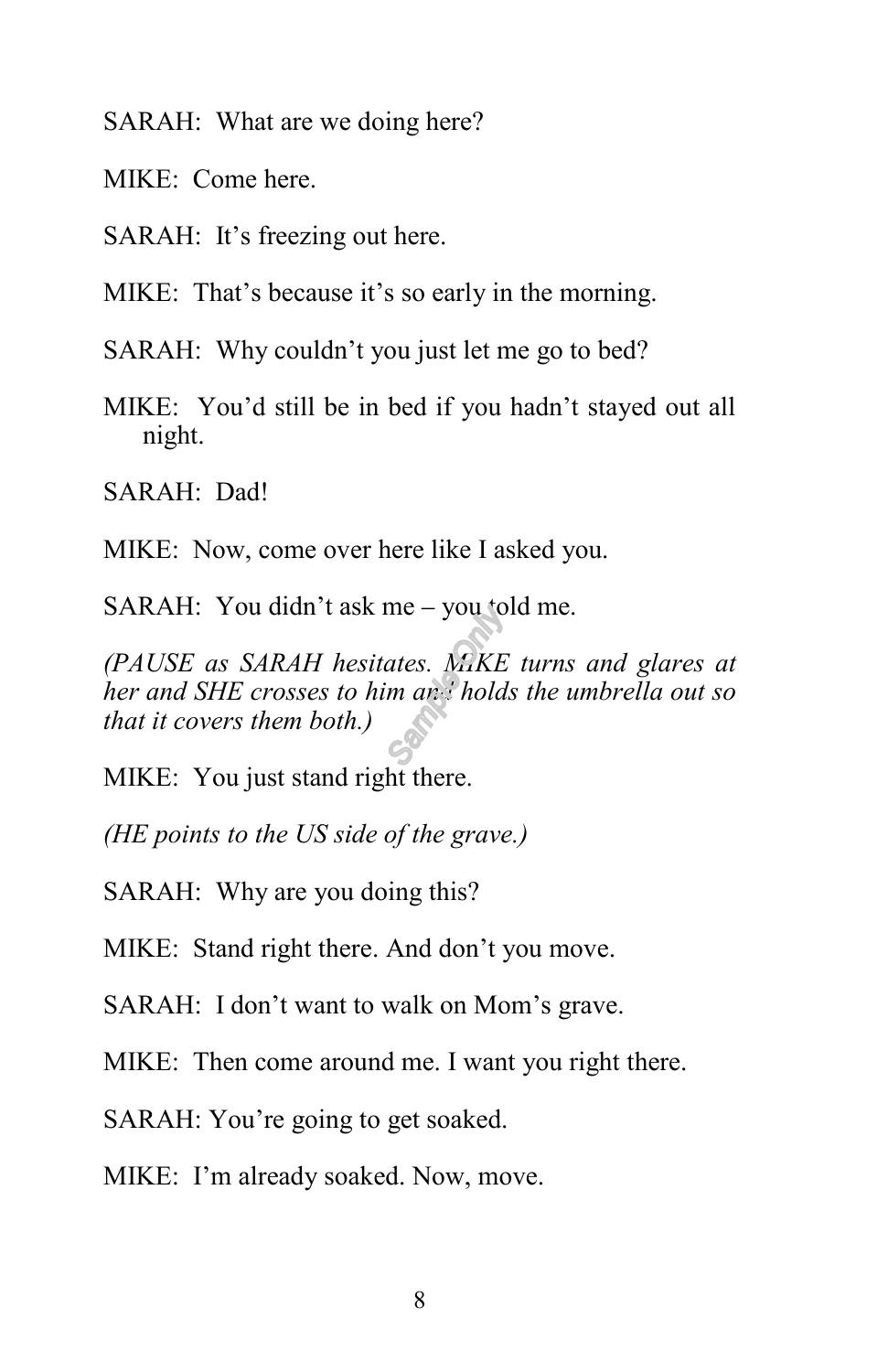SARAH: What are we doing here?

MIKE: Come here.

SARAH: It's freezing out here.

MIKE: That's because it's so early in the morning.

SARAH: Why couldn't you just let me go to bed?

MIKE: You'd still be in bed if you hadn't stayed out all night.

SARAH: Dad!

MIKE: Now, come over here like I asked you.

SARAH: You didn't ask me – you told me.

*(PAUSE as SARAH hesitates. MIKE turns and glares at her and SHE crosses to him and holds the umbrella out so that it covers them both.)*

MIKE: You just stand right there.

*(HE points to the US side of the grave.)*

SARAH: Why are you doing this?

MIKE: Stand right there. And don't you move.

SARAH: I don't want to walk on Mom's grave.

MIKE: Then come around me. I want you right there.

SARAH: You're going to get soaked.

MIKE: I'm already soaked. Now, move.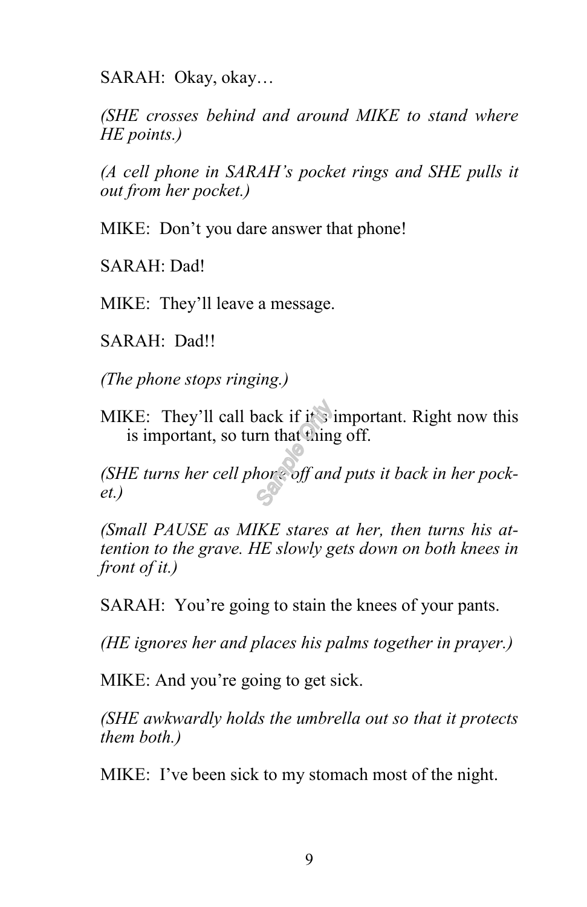SARAH: Okay, okay…

*(SHE crosses behind and around MIKE to stand where HE points.)*

*(A cell phone in SARAH's pocket rings and SHE pulls it out from her pocket.)*

MIKE: Don't you dare answer that phone!

SARAH: Dad!

MIKE: They'll leave a message.

SARAH: Dad!!

*(The phone stops ringing.)*

MIKE: They'll call back if it's important. Right now this is important, so turn that thing off.

*(SHE turns her cell phone off and puts it back in her pocket.)*

*(Small PAUSE as MIKE stares at her, then turns his attention to the grave. HE slowly gets down on both knees in front of it.)*

SARAH: You're going to stain the knees of your pants.

*(HE ignores her and places his palms together in prayer.)*

MIKE: And you're going to get sick.

*(SHE awkwardly holds the umbrella out so that it protects them both.)*

MIKE: I've been sick to my stomach most of the night.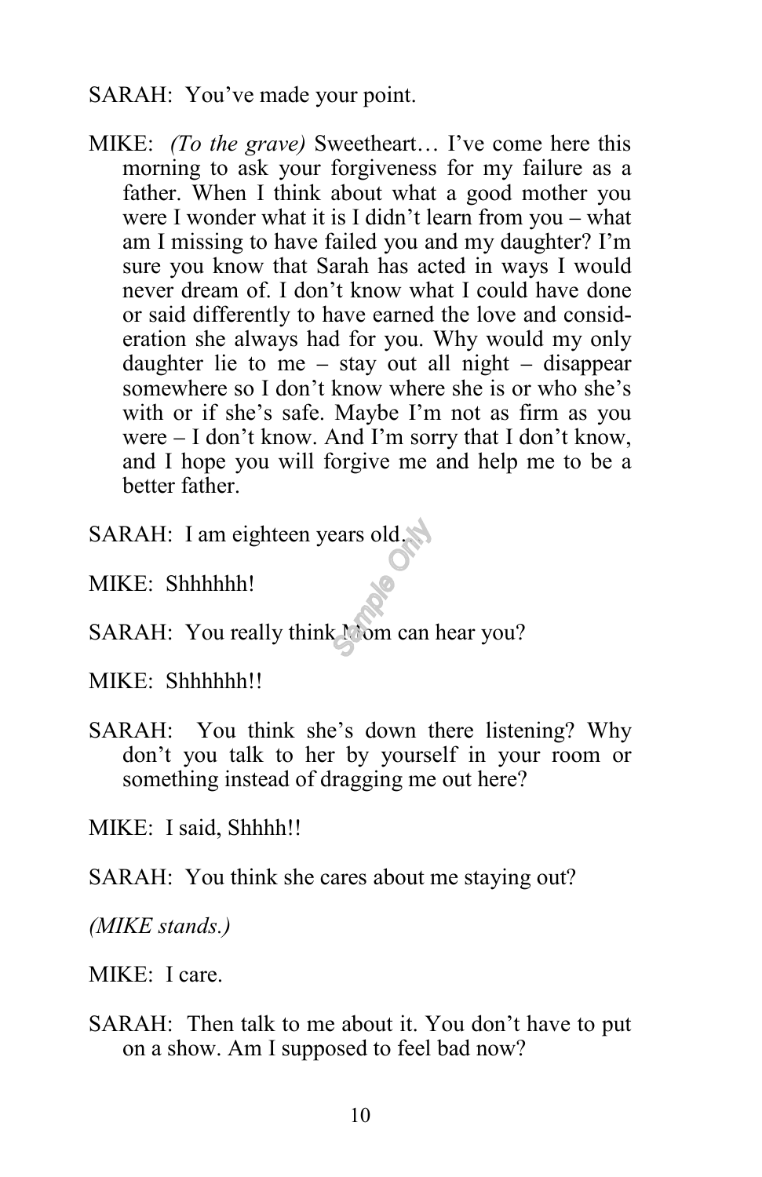SARAH: You've made your point.

MIKE: *(To the grave)* Sweetheart… I've come here this morning to ask your forgiveness for my failure as a father. When I think about what a good mother you were I wonder what it is I didn't learn from you – what am I missing to have failed you and my daughter? I'm sure you know that Sarah has acted in ways I would never dream of. I don't know what I could have done or said differently to have earned the love and consideration she always had for you. Why would my only daughter lie to me – stay out all night – disappear somewhere so I don't know where she is or who she's with or if she's safe. Maybe I'm not as firm as you were – I don't know. And I'm sorry that I don't know, and I hope you will forgive me and help me to be a better father.

SARAH: I am eighteen years old.

MIKE: Shhhhhh!

SARAH: You really think Mom can hear you?

MIKE: Shhhhhh!!

SARAH: You think she's down there listening? Why don't you talk to her by yourself in your room or something instead of dragging me out here?

MIKE: I said, Shhhh!!

SARAH: You think she cares about me staying out?

*(MIKE stands.)*

MIKE: I care.

SARAH: Then talk to me about it. You don't have to put on a show. Am I supposed to feel bad now?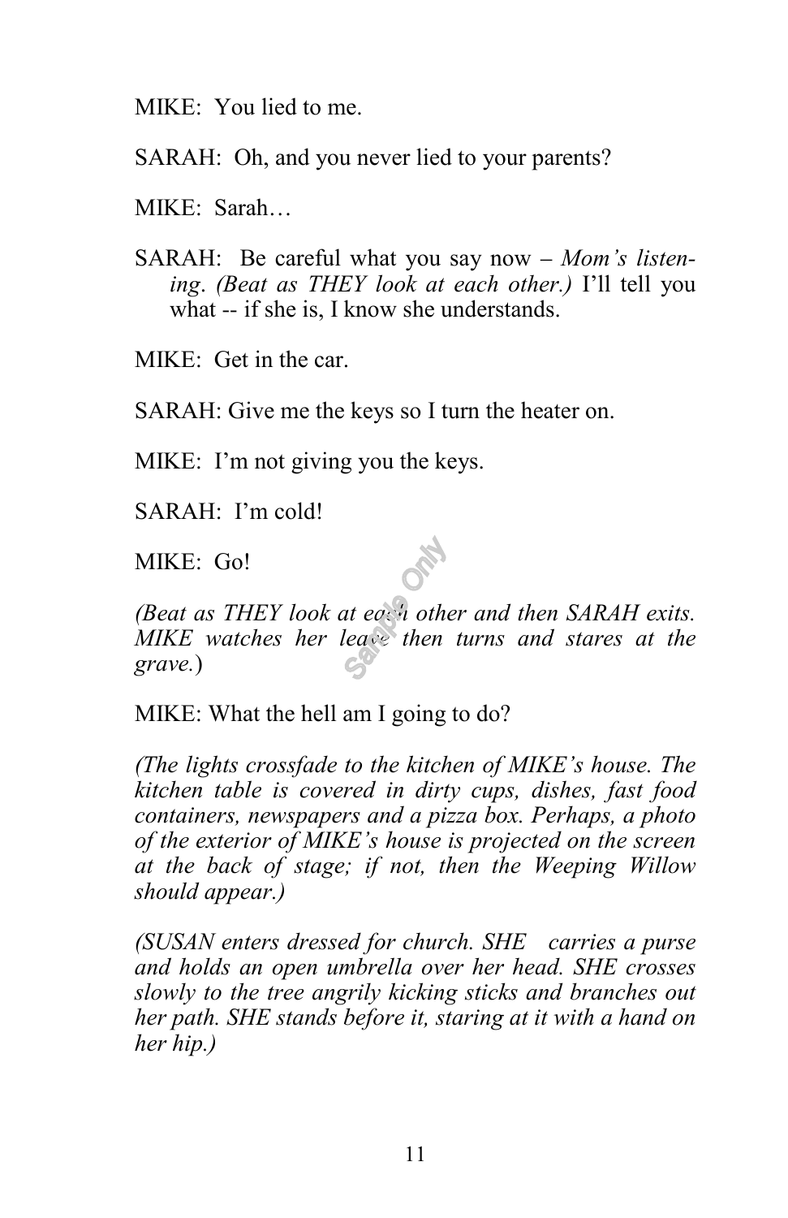MIKE:  You lied to me.

SARAH:  Oh, and you never lied to your parents?

MIKE:  Sarah…

SARAH:  Be careful what you say now – *Mom's listening*. *(Beat as THEY look at each other.)* I'll tell you what -- if she is, I know she understands.

MIKE:  Get in the car.

SARAH: Give me the keys so I turn the heater on.

MIKE:  I'm not giving you the keys.

SARAH:  I'm cold!

MIKE:  Go!

*(Beat as THEY look at each other and then SARAH exits. MIKE watches her leave then turns and stares at the grave.*)

MIKE: What the hell am I going to do?

*(The lights crossfade to the kitchen of MIKE's house. The kitchen table is covered in dirty cups, dishes, fast food containers, newspapers and a pizza box. Perhaps, a photo of the exterior of MIKE's house is projected on the screen at the back of stage; if not, then the Weeping Willow should appear.)*

*(SUSAN enters dressed for church. SHE carries a purse and holds an open umbrella over her head. SHE crosses slowly to the tree angrily kicking sticks and branches out her path. SHE stands before it, staring at it with a hand on her hip.)*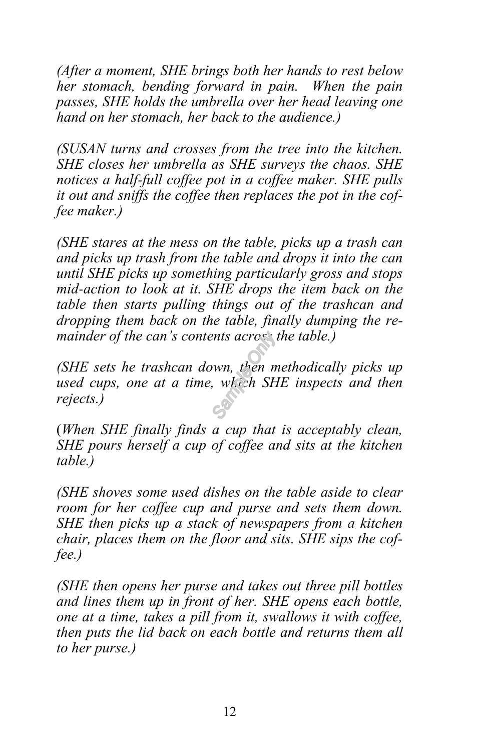*(After a moment, SHE brings both her hands to rest below her stomach, bending forward in pain. When the pain passes, SHE holds the umbrella over her head leaving one hand on her stomach, her back to the audience.)*

*(SUSAN turns and crosses from the tree into the kitchen. SHE closes her umbrella as SHE surveys the chaos. SHE notices a half-full coffee pot in a coffee maker. SHE pulls it out and sniffs the coffee then replaces the pot in the coffee maker.)*

*(SHE stares at the mess on the table, picks up a trash can and picks up trash from the table and drops it into the can until SHE picks up something particularly gross and stops mid-action to look at it. SHE drops the item back on the table then starts pulling things out of the trashcan and dropping them back on the table, finally dumping the remainder of the can's contents across the table.)*

*(SHE sets he trashcan down, then methodically picks up used cups, one at a time, which SHE inspects and then rejects.)*

(*When SHE finally finds a cup that is acceptably clean, SHE pours herself a cup of coffee and sits at the kitchen table.)*

*(SHE shoves some used dishes on the table aside to clear room for her coffee cup and purse and sets them down. SHE then picks up a stack of newspapers from a kitchen chair, places them on the floor and sits. SHE sips the coffee.)*

*(SHE then opens her purse and takes out three pill bottles and lines them up in front of her. SHE opens each bottle, one at a time, takes a pill from it, swallows it with coffee, then puts the lid back on each bottle and returns them all to her purse.)*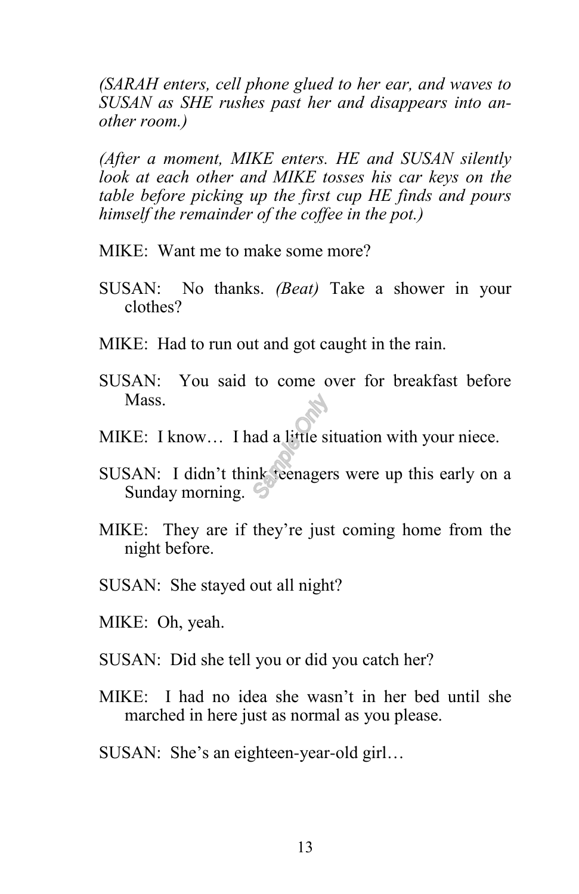*(SARAH enters, cell phone glued to her ear, and waves to SUSAN as SHE rushes past her and disappears into another room.)*

*(After a moment, MIKE enters. HE and SUSAN silently look at each other and MIKE tosses his car keys on the table before picking up the first cup HE finds and pours himself the remainder of the coffee in the pot.)*

MIKE: Want me to make some more?

SUSAN: No thanks. *(Beat)* Take a shower in your clothes?

MIKE: Had to run out and got caught in the rain.

SUSAN: You said to come over for breakfast before Mass.

MIKE: I know… I had a little situation with your niece.

SUSAN: I didn't think teenagers were up this early on a Sunday morning.

MIKE: They are if they're just coming home from the night before.

SUSAN: She stayed out all night?

MIKE: Oh, yeah.

SUSAN: Did she tell you or did you catch her?

MIKE: I had no idea she wasn't in her bed until she marched in here just as normal as you please.

SUSAN: She's an eighteen-year-old girl…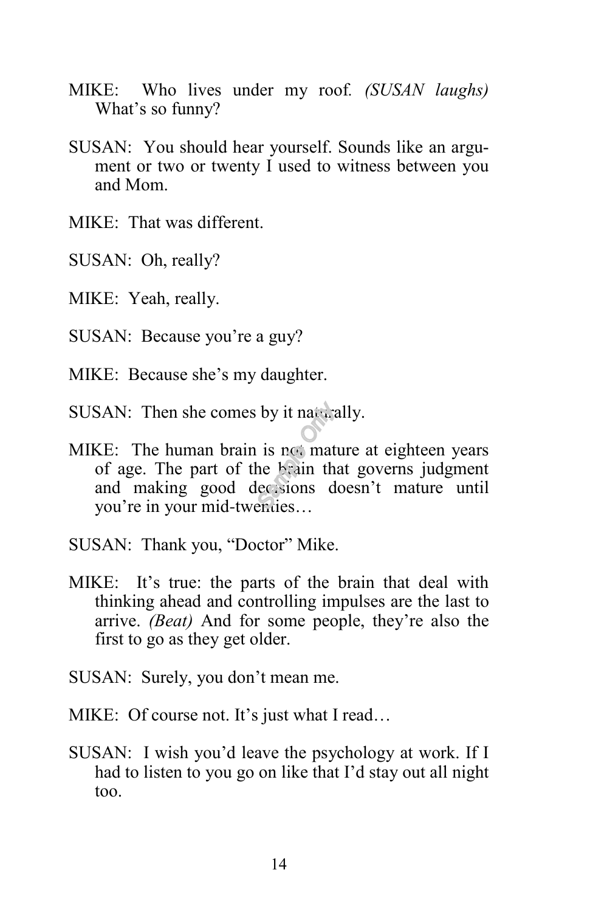MIKE: Who lives under my roof. *(SUSAN laughs)* What's so funny?

SUSAN: You should hear yourself. Sounds like an argument or two or twenty I used to witness between you and Mom.

MIKE: That was different.

SUSAN: Oh, really?

MIKE: Yeah, really.

SUSAN: Because you're a guy?

MIKE: Because she's my daughter.

SUSAN: Then she comes by it naturally.

MIKE: The human brain is not mature at eighteen years of age. The part of the brain that governs judgment and making good decisions doesn't mature until you're in your mid-twenties…

SUSAN: Thank you, "Doctor" Mike.

MIKE: It's true: the parts of the brain that deal with thinking ahead and controlling impulses are the last to arrive. *(Beat)* And for some people, they're also the first to go as they get older.

SUSAN: Surely, you don't mean me.

MIKE: Of course not. It's just what I read…

SUSAN: I wish you'd leave the psychology at work. If I had to listen to you go on like that I'd stay out all night too.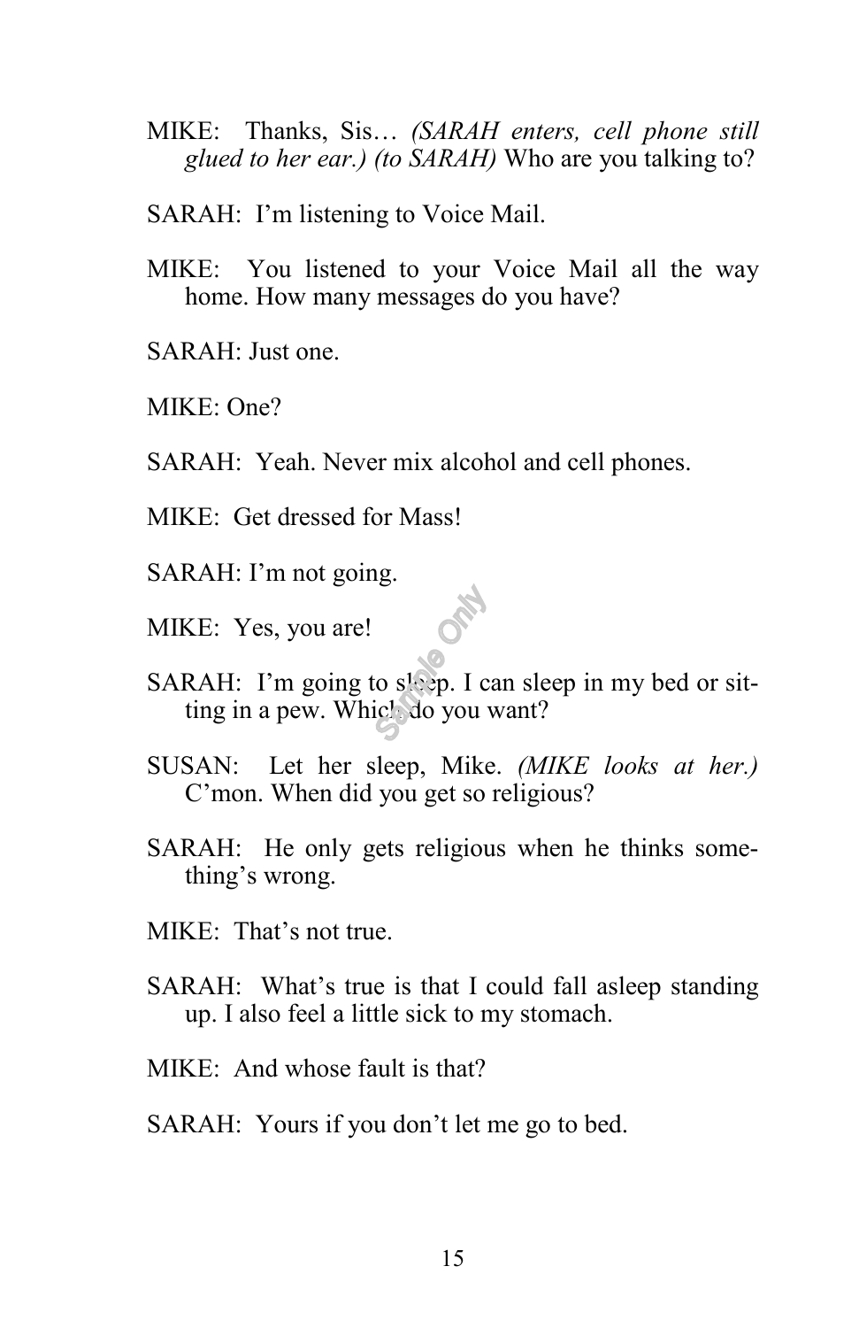MIKE: Thanks, Sis… *(SARAH enters, cell phone still glued to her ear.) (to SARAH)* Who are you talking to?

SARAH: I'm listening to Voice Mail.

MIKE: You listened to your Voice Mail all the way home. How many messages do you have?

SARAH: Just one.

MIKE: One?

SARAH: Yeah. Never mix alcohol and cell phones.

MIKE: Get dressed for Mass!

SARAH: I'm not going.

MIKE: Yes, you are!

SARAH: I'm going to sleep. I can sleep in my bed or sitting in a pew. Which do you want?

SUSAN: Let her sleep, Mike. *(MIKE looks at her.)* C'mon. When did you get so religious?

SARAH: He only gets religious when he thinks something's wrong.

MIKE: That's not true.

SARAH: What's true is that I could fall asleep standing up. I also feel a little sick to my stomach.

MIKE: And whose fault is that?

SARAH: Yours if you don't let me go to bed.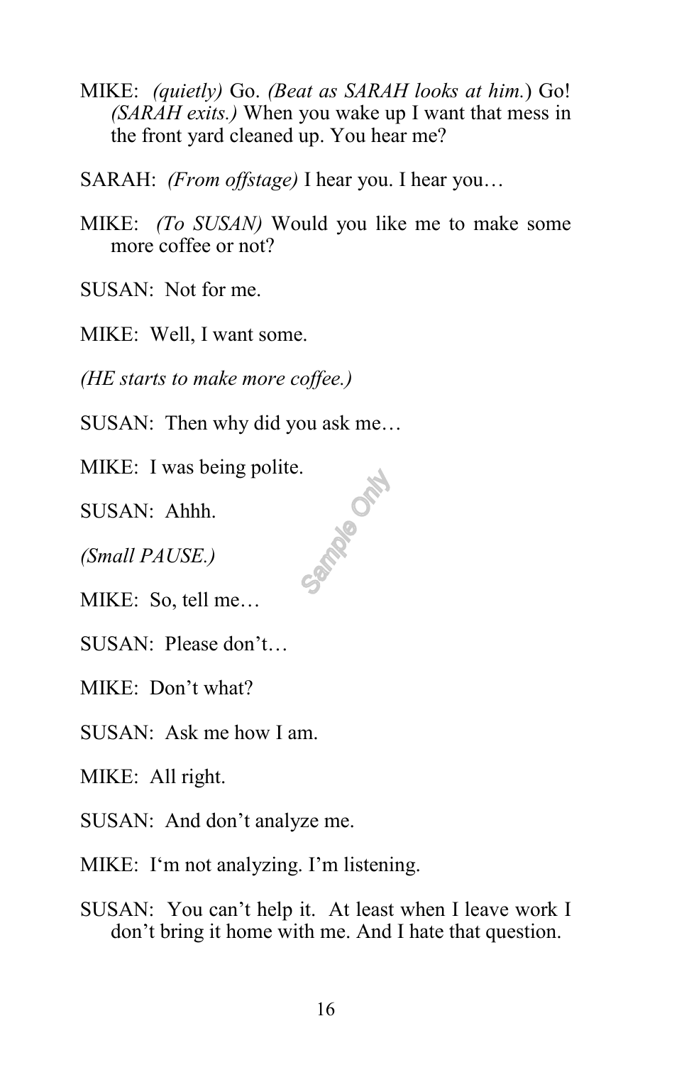MIKE: *(quietly)* Go. *(Beat as SARAH looks at him.*) Go! *(SARAH exits.)* When you wake up I want that mess in the front yard cleaned up. You hear me?

SARAH: *(From offstage)* I hear you. I hear you…

MIKE: *(To SUSAN)* Would you like me to make some more coffee or not?

SUSAN: Not for me.

MIKE: Well, I want some.

*(HE starts to make more coffee.)*

SUSAN: Then why did you ask me…

MIKE: I was being polite.

SUSAN: Ahhh.

*(Small PAUSE.)*

MIKE: So, tell me…

SUSAN: Please don't…

MIKE: Don't what?

SUSAN: Ask me how I am.

MIKE: All right.

SUSAN: And don't analyze me.

MIKE: I'm not analyzing. I'm listening.

SUSAN: You can't help it. At least when I leave work I don't bring it home with me. And I hate that question.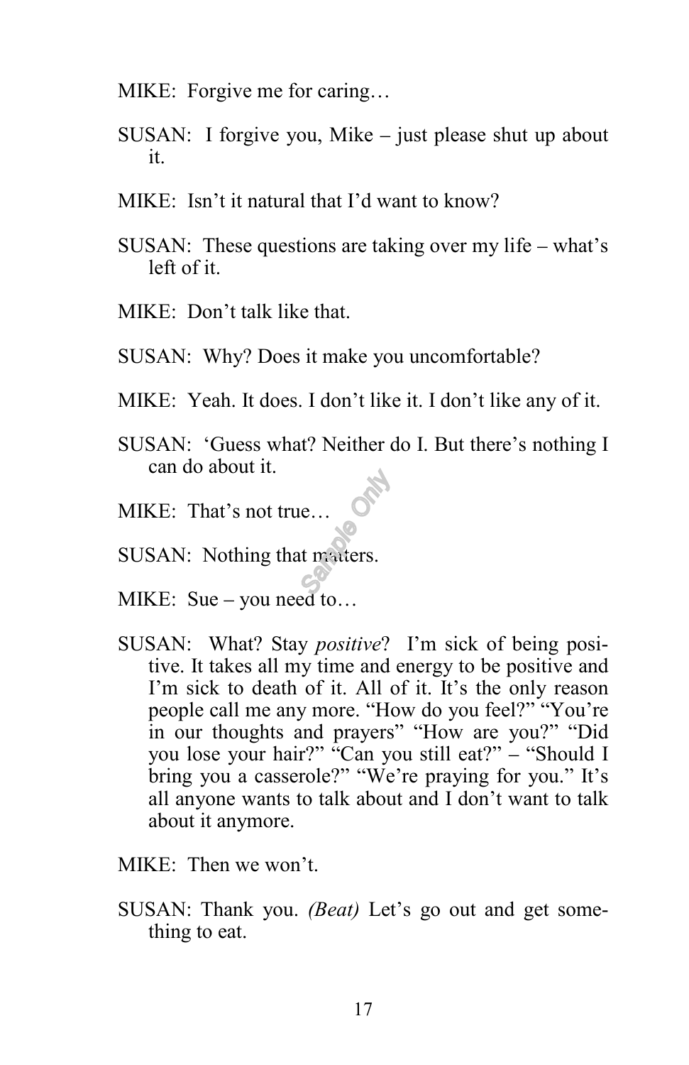MIKE: Forgive me for caring…

SUSAN: I forgive you, Mike – just please shut up about it.

MIKE: Isn't it natural that I'd want to know?

SUSAN: These questions are taking over my life – what's left of it.

MIKE: Don't talk like that.

SUSAN: Why? Does it make you uncomfortable?

MIKE: Yeah. It does. I don't like it. I don't like any of it.

SUSAN: 'Guess what? Neither do I. But there's nothing I can do about it.

MIKE: That's not true…

SUSAN: Nothing that matters.

MIKE: Sue – you need to…

SUSAN: What? Stay *positive*? I'm sick of being positive. It takes all my time and energy to be positive and I'm sick to death of it. All of it. It's the only reason people call me any more. "How do you feel?" "You're in our thoughts and prayers" "How are you?" "Did you lose your hair?" "Can you still eat?" – "Should I bring you a casserole?" "We're praying for you." It's all anyone wants to talk about and I don't want to talk about it anymore.

MIKE: Then we won't.

SUSAN: Thank you. *(Beat)* Let's go out and get something to eat.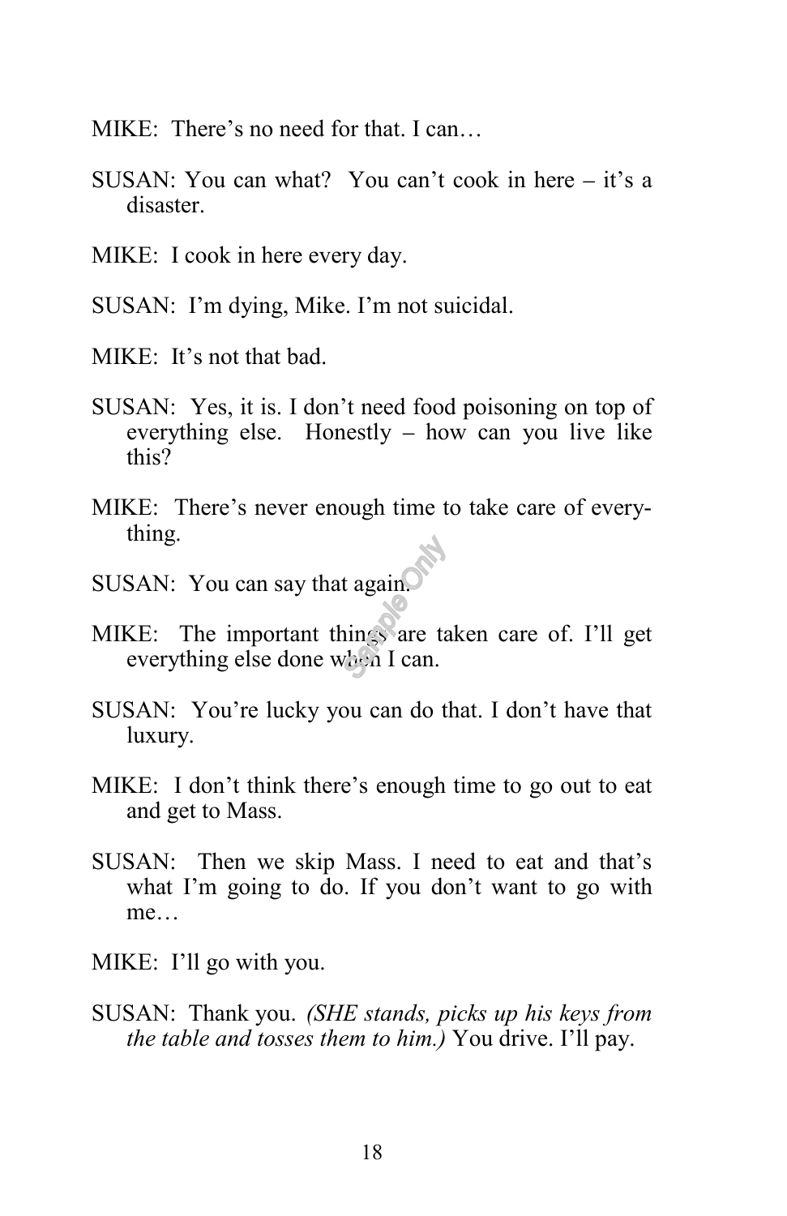MIKE: There's no need for that. I can…

SUSAN: You can what? You can't cook in here – it's a disaster.

MIKE: I cook in here every day.

SUSAN: I'm dying, Mike. I'm not suicidal.

MIKE: It's not that bad.

SUSAN: Yes, it is. I don't need food poisoning on top of everything else. Honestly – how can you live like this?

MIKE: There's never enough time to take care of everything.

SUSAN: You can say that again.

MIKE: The important things are taken care of. I'll get everything else done when I can.

SUSAN: You're lucky you can do that. I don't have that luxury.

MIKE: I don't think there's enough time to go out to eat and get to Mass.

SUSAN: Then we skip Mass. I need to eat and that's what I'm going to do. If you don't want to go with me…

MIKE: I'll go with you.

SUSAN: Thank you. *(SHE stands, picks up his keys from the table and tosses them to him.)* You drive. I'll pay.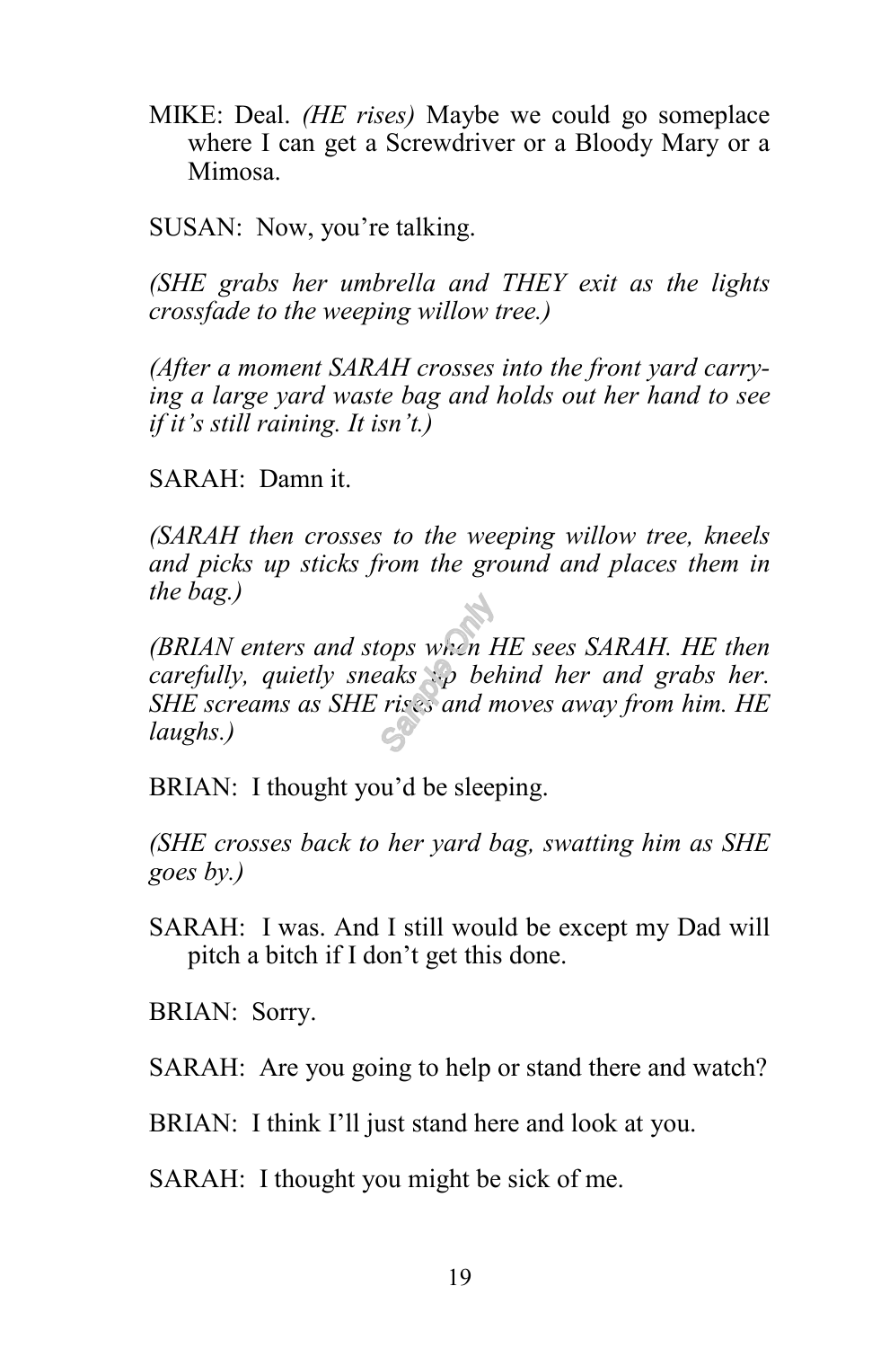MIKE: Deal. *(HE rises)* Maybe we could go someplace where I can get a Screwdriver or a Bloody Mary or a Mimosa.

SUSAN: Now, you're talking.

*(SHE grabs her umbrella and THEY exit as the lights crossfade to the weeping willow tree.)*

*(After a moment SARAH crosses into the front yard carrying a large yard waste bag and holds out her hand to see if it's still raining. It isn't.)*

SARAH: Damn it.

*(SARAH then crosses to the weeping willow tree, kneels and picks up sticks from the ground and places them in the bag.)*

*(BRIAN enters and stops when HE sees SARAH. HE then carefully, quietly sneaks up behind her and grabs her. SHE screams as SHE rises and moves away from him. HE laughs.)*

BRIAN: I thought you'd be sleeping.

*(SHE crosses back to her yard bag, swatting him as SHE goes by.)*

SARAH: I was. And I still would be except my Dad will pitch a bitch if I don't get this done.

BRIAN: Sorry.

SARAH: Are you going to help or stand there and watch?

BRIAN: I think I'll just stand here and look at you.

SARAH: I thought you might be sick of me.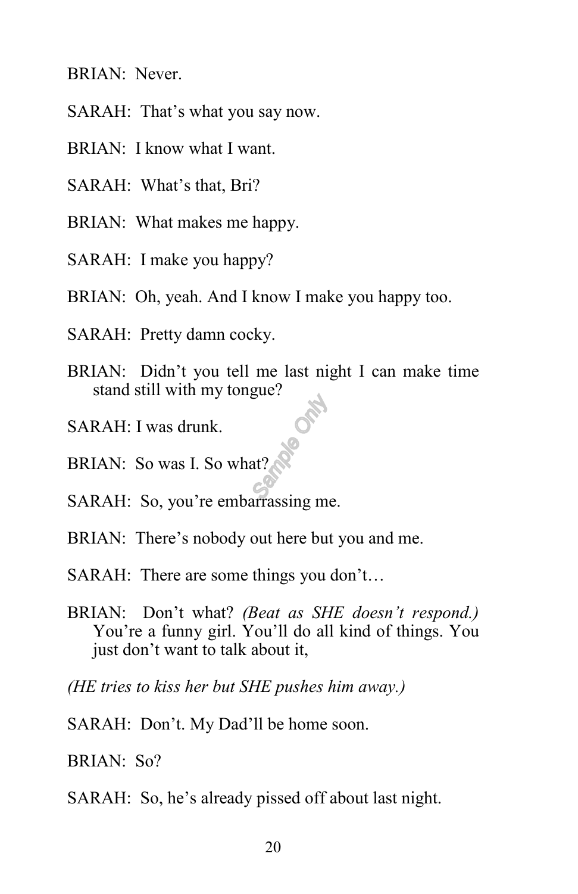BRIAN: Never.

SARAH: That's what you say now.

BRIAN: I know what I want.

SARAH: What's that, Bri?

BRIAN: What makes me happy.

SARAH: I make you happy?

BRIAN: Oh, yeah. And I know I make you happy too.

SARAH: Pretty damn cocky.

BRIAN: Didn't you tell me last night I can make time stand still with my tongue?

SARAH: I was drunk.

BRIAN: So was I. So what?

SARAH: So, you're embarrassing me.

BRIAN: There's nobody out here but you and me.

SARAH: There are some things you don't…

BRIAN: Don't what? *(Beat as SHE doesn't respond.)* You're a funny girl. You'll do all kind of things. You just don't want to talk about it,

*(HE tries to kiss her but SHE pushes him away.)*

SARAH: Don't. My Dad'll be home soon.

BRIAN: So?

SARAH: So, he's already pissed off about last night.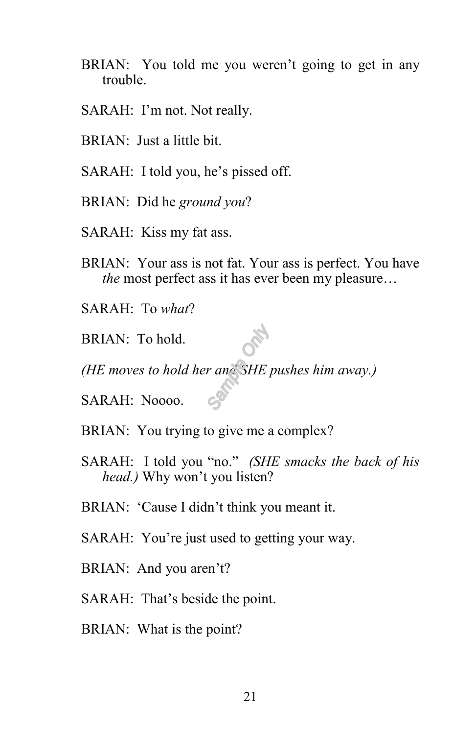BRIAN: You told me you weren't going to get in any trouble.

SARAH: I'm not. Not really.

BRIAN: Just a little bit.

SARAH: I told you, he's pissed off.

BRIAN: Did he *ground you*?

SARAH: Kiss my fat ass.

BRIAN: Your ass is not fat. Your ass is perfect. You have *the* most perfect ass it has ever been my pleasure…

SARAH: To *what*?

BRIAN: To hold.

*(HE moves to hold her and SHE pushes him away.)*

SARAH: Noooo.

BRIAN: You trying to give me a complex?

SARAH: I told you "no." *(SHE smacks the back of his head.)* Why won't you listen?

BRIAN: 'Cause I didn't think you meant it.

SARAH: You're just used to getting your way.

BRIAN: And you aren't?

SARAH: That's beside the point.

BRIAN: What is the point?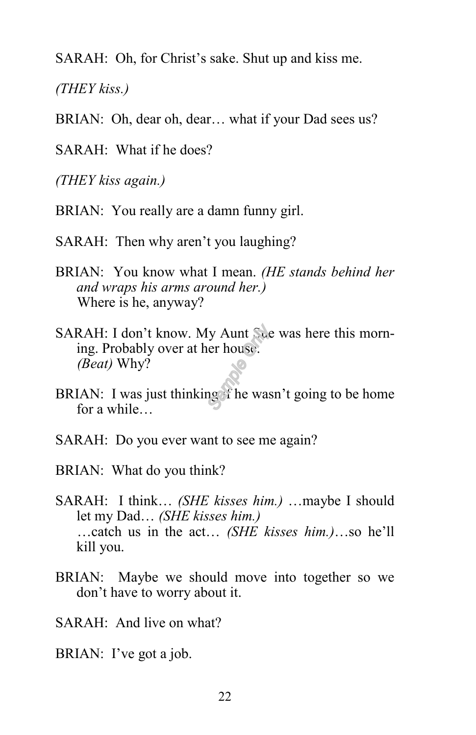SARAH: Oh, for Christ's sake. Shut up and kiss me.

*(THEY kiss.)*

BRIAN: Oh, dear oh, dear… what if your Dad sees us?

SARAH: What if he does?

*(THEY kiss again.)*

BRIAN: You really are a damn funny girl.

SARAH: Then why aren't you laughing?

BRIAN: You know what I mean. *(HE stands behind her and wraps his arms around her.)*
Where is he, anyway?

SARAH: I don't know. My Aunt Sue was here this morning. Probably over at her house.
*(Beat)* Why?

BRIAN: I was just thinking if he wasn't going to be home for a while…

SARAH: Do you ever want to see me again?

BRIAN: What do you think?

SARAH: I think… *(SHE kisses him.)* …maybe I should let my Dad… *(SHE kisses him.)*
…catch us in the act… *(SHE kisses him.)*…so he'll kill you.

BRIAN: Maybe we should move into together so we don't have to worry about it.

SARAH: And live on what?

BRIAN: I've got a job.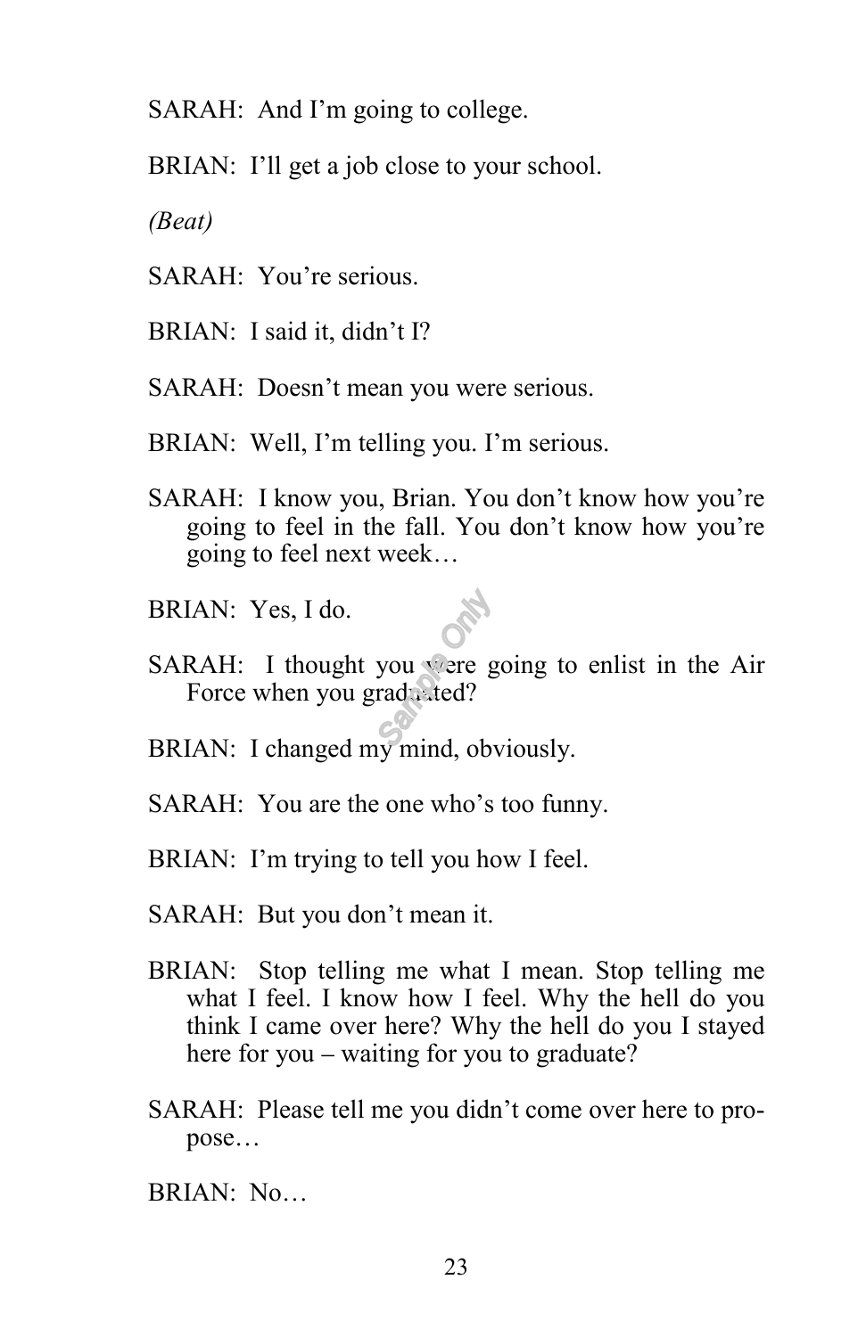SARAH: And I'm going to college.

BRIAN: I'll get a job close to your school.

*(Beat)*

SARAH: You're serious.

BRIAN: I said it, didn't I?

SARAH: Doesn't mean you were serious.

BRIAN: Well, I'm telling you. I'm serious.

SARAH: I know you, Brian. You don't know how you're going to feel in the fall. You don't know how you're going to feel next week…

BRIAN: Yes, I do.

SARAH: I thought you were going to enlist in the Air Force when you graduated?

BRIAN: I changed my mind, obviously.

SARAH: You are the one who's too funny.

BRIAN: I'm trying to tell you how I feel.

SARAH: But you don't mean it.

BRIAN: Stop telling me what I mean. Stop telling me what I feel. I know how I feel. Why the hell do you think I came over here? Why the hell do you I stayed here for you – waiting for you to graduate?

SARAH: Please tell me you didn't come over here to propose…

BRIAN: No…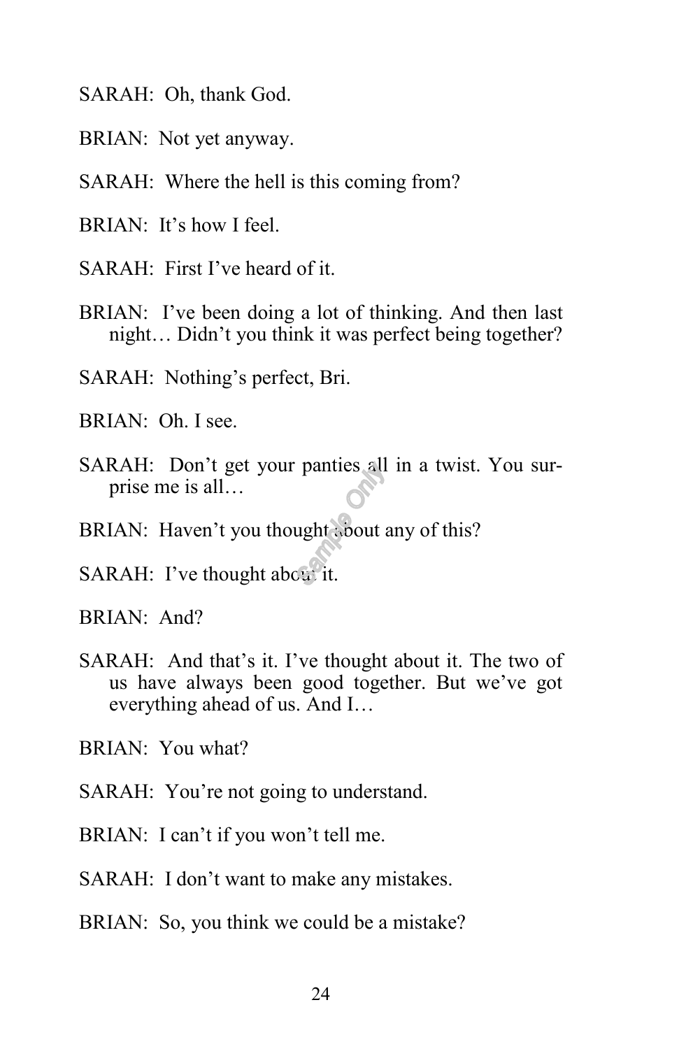SARAH: Oh, thank God.

BRIAN: Not yet anyway.

SARAH: Where the hell is this coming from?

BRIAN: It's how I feel.

SARAH: First I've heard of it.

BRIAN: I've been doing a lot of thinking. And then last night… Didn't you think it was perfect being together?

SARAH: Nothing's perfect, Bri.

BRIAN: Oh. I see.

SARAH: Don't get your panties all in a twist. You surprise me is all…

BRIAN: Haven't you thought about any of this?

SARAH: I've thought about it.

BRIAN: And?

SARAH: And that's it. I've thought about it. The two of us have always been good together. But we've got everything ahead of us. And I…

BRIAN: You what?

SARAH: You're not going to understand.

BRIAN: I can't if you won't tell me.

SARAH: I don't want to make any mistakes.

BRIAN: So, you think we could be a mistake?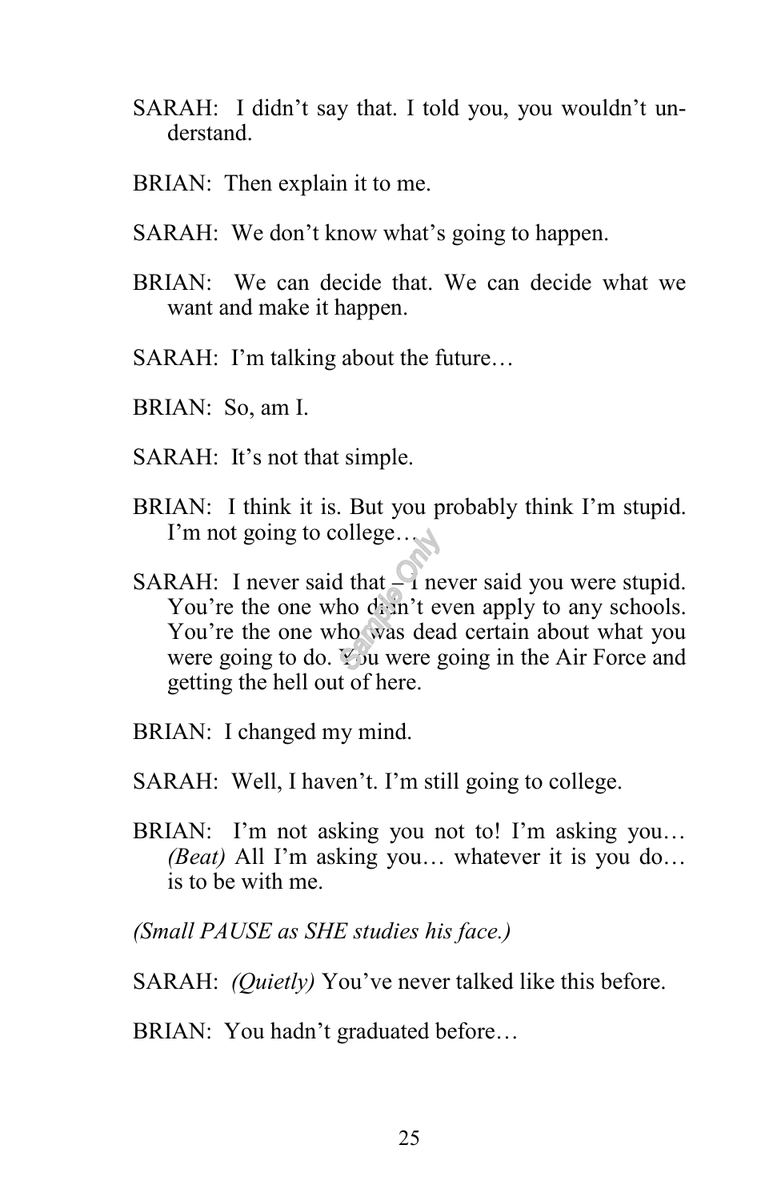SARAH: I didn't say that. I told you, you wouldn't understand.

BRIAN: Then explain it to me.

SARAH: We don't know what's going to happen.

BRIAN: We can decide that. We can decide what we want and make it happen.

SARAH: I'm talking about the future…

BRIAN: So, am I.

SARAH: It's not that simple.

BRIAN: I think it is. But you probably think I'm stupid. I'm not going to college…

SARAH: I never said that – I never said you were stupid. You're the one who didn't even apply to any schools. You're the one who was dead certain about what you were going to do. You were going in the Air Force and getting the hell out of here.

BRIAN: I changed my mind.

SARAH: Well, I haven't. I'm still going to college.

BRIAN: I'm not asking you not to! I'm asking you… *(Beat)* All I'm asking you… whatever it is you do… is to be with me.

*(Small PAUSE as SHE studies his face.)*

SARAH: *(Quietly)* You've never talked like this before.

BRIAN: You hadn't graduated before…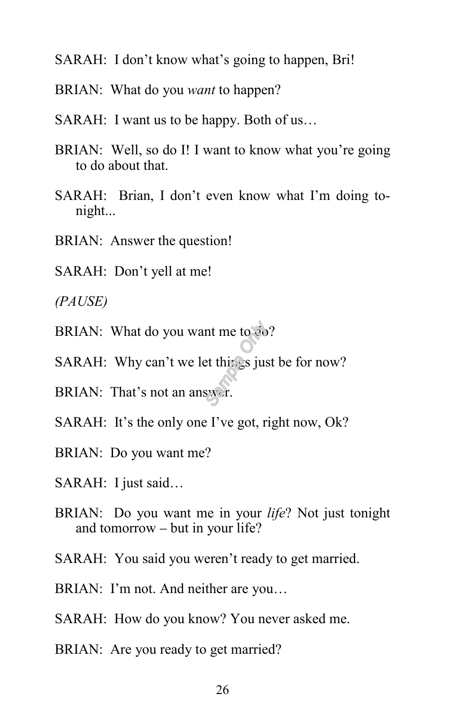SARAH: I don't know what's going to happen, Bri!

BRIAN: What do you *want* to happen?

SARAH: I want us to be happy. Both of us…

BRIAN: Well, so do I! I want to know what you're going to do about that.

SARAH: Brian, I don't even know what I'm doing to-night...

BRIAN: Answer the question!

SARAH: Don't yell at me!

*(PAUSE)*

BRIAN: What do you want me to do?

SARAH: Why can't we let things just be for now?

BRIAN: That's not an answer.

SARAH: It's the only one I've got, right now, Ok?

BRIAN: Do you want me?

SARAH: I just said…

BRIAN: Do you want me in your *life*? Not just tonight and tomorrow – but in your life?

SARAH: You said you weren't ready to get married.

BRIAN: I'm not. And neither are you…

SARAH: How do you know? You never asked me.

BRIAN: Are you ready to get married?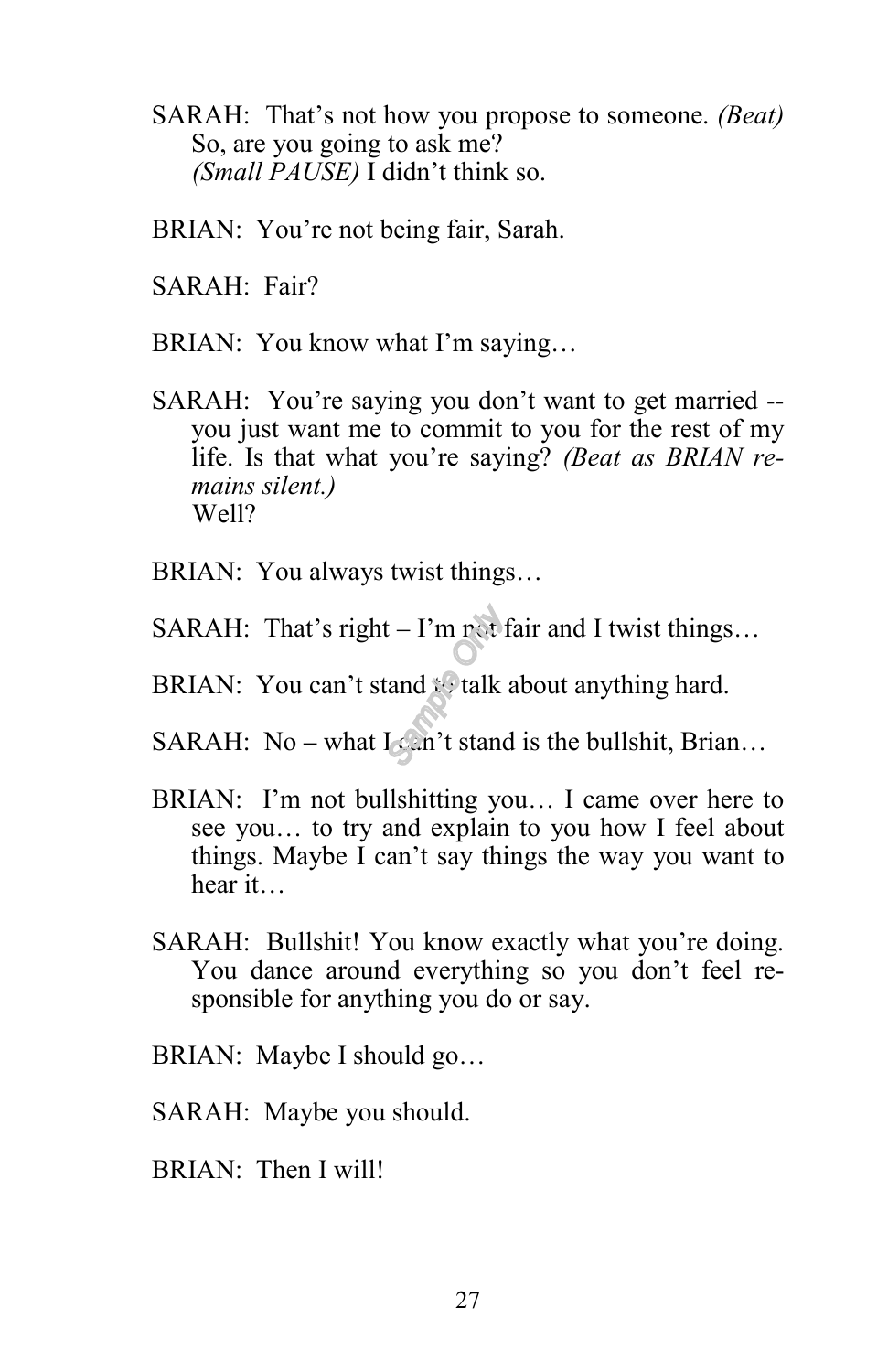SARAH: That's not how you propose to someone. *(Beat)* So, are you going to ask me?
*(Small PAUSE)* I didn't think so.

BRIAN: You're not being fair, Sarah.

SARAH: Fair?

BRIAN: You know what I'm saying…

SARAH: You're saying you don't want to get married -- you just want me to commit to you for the rest of my life. Is that what you're saying? *(Beat as BRIAN remains silent.)*
Well?

BRIAN: You always twist things…

SARAH: That's right – I'm not fair and I twist things…

BRIAN: You can't stand to talk about anything hard.

SARAH: No – what I can't stand is the bullshit, Brian…

BRIAN: I'm not bullshitting you… I came over here to see you… to try and explain to you how I feel about things. Maybe I can't say things the way you want to hear it…

SARAH: Bullshit! You know exactly what you're doing. You dance around everything so you don't feel responsible for anything you do or say.

BRIAN: Maybe I should go…

SARAH: Maybe you should.

BRIAN: Then I will!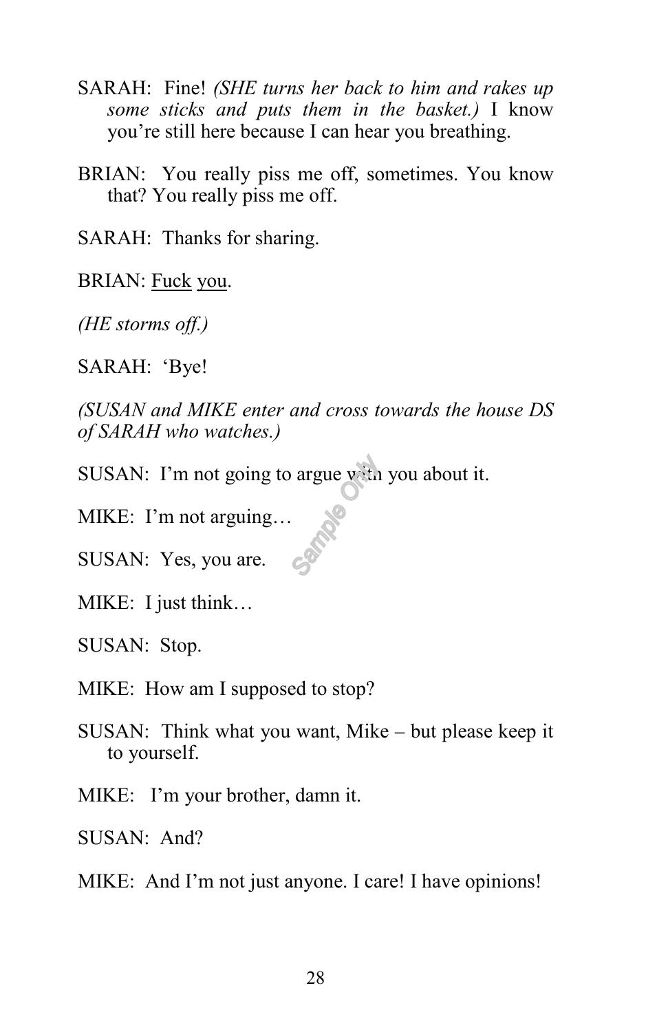SARAH: Fine! *(SHE turns her back to him and rakes up some sticks and puts them in the basket.)* I know you're still here because I can hear you breathing.

BRIAN: You really piss me off, sometimes. You know that? You really piss me off.

SARAH: Thanks for sharing.

BRIAN: <u>Fuck</u> <u>you</u>.

*(HE storms off.)*

SARAH: 'Bye!

*(SUSAN and MIKE enter and cross towards the house DS of SARAH who watches.)*

SUSAN: I'm not going to argue with you about it.

MIKE: I'm not arguing…

SUSAN: Yes, you are.

MIKE: I just think…

SUSAN: Stop.

MIKE: How am I supposed to stop?

SUSAN: Think what you want, Mike – but please keep it to yourself.

MIKE: I'm your brother, damn it.

SUSAN: And?

MIKE: And I'm not just anyone. I care! I have opinions!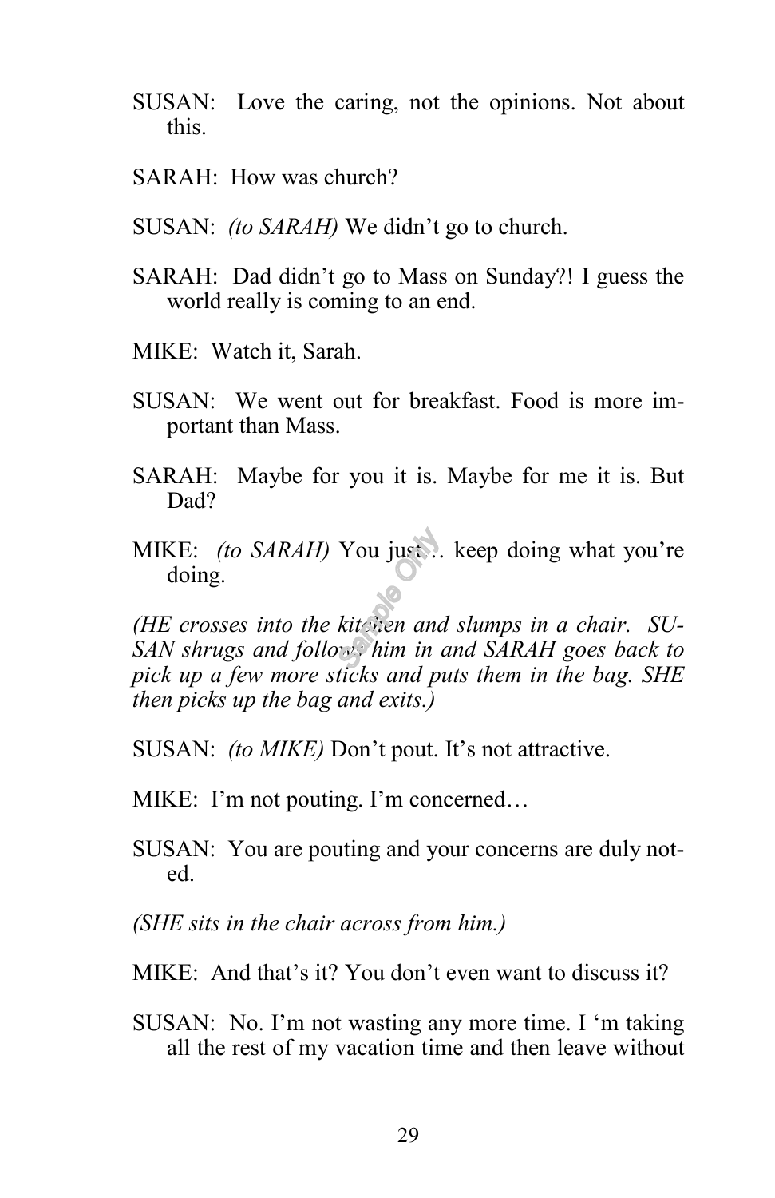SUSAN: Love the caring, not the opinions. Not about this.

SARAH: How was church?

SUSAN: *(to SARAH)* We didn't go to church.

SARAH: Dad didn't go to Mass on Sunday?! I guess the world really is coming to an end.

MIKE: Watch it, Sarah.

SUSAN: We went out for breakfast. Food is more important than Mass.

SARAH: Maybe for you it is. Maybe for me it is. But Dad?

MIKE: *(to SARAH)* You just… keep doing what you're doing.

*(HE crosses into the kitchen and slumps in a chair. SUSAN shrugs and follows him in and SARAH goes back to pick up a few more sticks and puts them in the bag. SHE then picks up the bag and exits.)*

SUSAN: *(to MIKE)* Don't pout. It's not attractive.

MIKE: I'm not pouting. I'm concerned…

SUSAN: You are pouting and your concerns are duly noted.

*(SHE sits in the chair across from him.)*

MIKE: And that's it? You don't even want to discuss it?

SUSAN: No. I'm not wasting any more time. I 'm taking all the rest of my vacation time and then leave without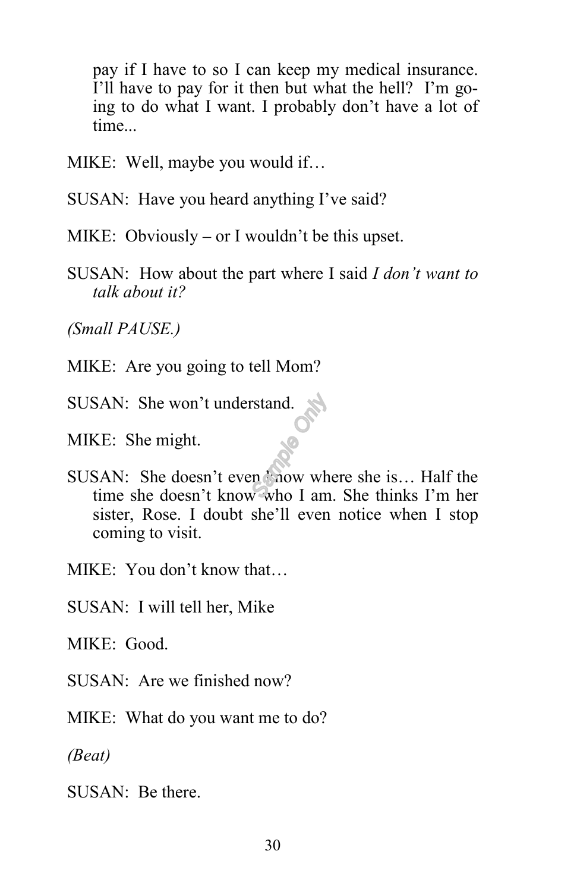pay if I have to so I can keep my medical insurance. I'll have to pay for it then but what the hell? I'm going to do what I want. I probably don't have a lot of time...

MIKE: Well, maybe you would if…

SUSAN: Have you heard anything I've said?

MIKE: Obviously – or I wouldn't be this upset.

SUSAN: How about the part where I said *I don't want to talk about it?*

*(Small PAUSE.)*

MIKE: Are you going to tell Mom?

SUSAN: She won't understand.

MIKE: She might.

SUSAN: She doesn't even know where she is… Half the time she doesn't know who I am. She thinks I'm her sister, Rose. I doubt she'll even notice when I stop coming to visit.

MIKE: You don't know that…

SUSAN: I will tell her, Mike

MIKE: Good.

SUSAN: Are we finished now?

MIKE: What do you want me to do?

*(Beat)*

SUSAN: Be there.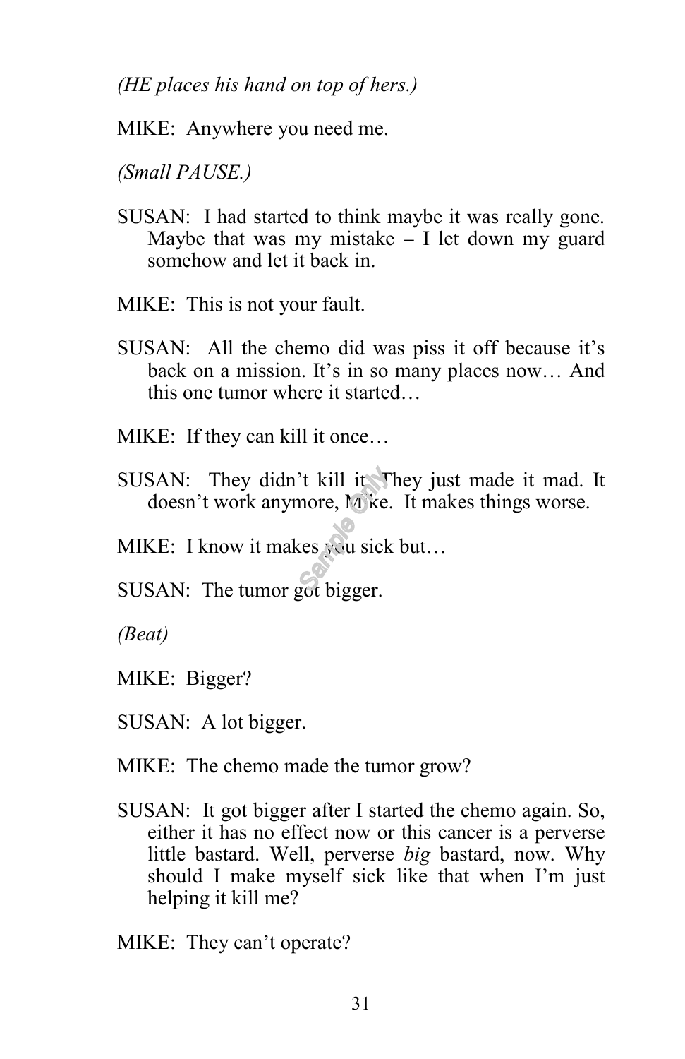*(HE places his hand on top of hers.)*

MIKE: Anywhere you need me.

*(Small PAUSE.)*

SUSAN: I had started to think maybe it was really gone. Maybe that was my mistake – I let down my guard somehow and let it back in.

MIKE: This is not your fault.

SUSAN: All the chemo did was piss it off because it's back on a mission. It's in so many places now… And this one tumor where it started…

MIKE: If they can kill it once…

SUSAN: They didn't kill it. They just made it mad. It doesn't work anymore, Mike. It makes things worse.

MIKE: I know it makes you sick but…

SUSAN: The tumor got bigger.

*(Beat)*

MIKE: Bigger?

SUSAN: A lot bigger.

MIKE: The chemo made the tumor grow?

SUSAN: It got bigger after I started the chemo again. So, either it has no effect now or this cancer is a perverse little bastard. Well, perverse *big* bastard, now. Why should I make myself sick like that when I'm just helping it kill me?

MIKE: They can't operate?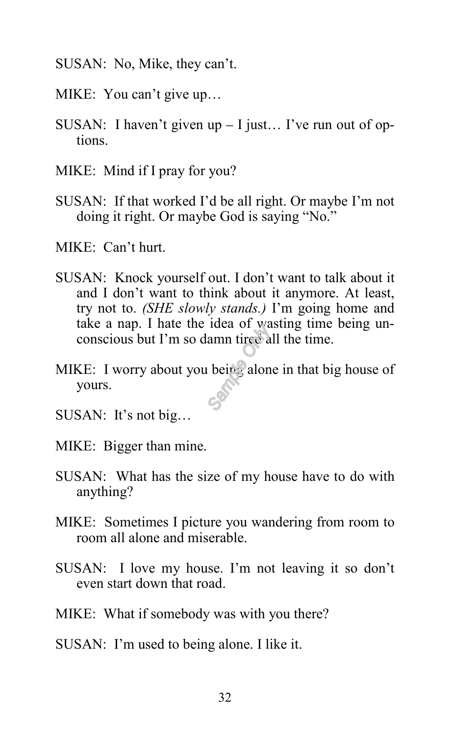SUSAN: No, Mike, they can't.

MIKE: You can't give up…

SUSAN: I haven't given up – I just… I've run out of options.

MIKE: Mind if I pray for you?

SUSAN: If that worked I'd be all right. Or maybe I'm not doing it right. Or maybe God is saying "No."

MIKE: Can't hurt.

SUSAN: Knock yourself out. I don't want to talk about it and I don't want to think about it anymore. At least, try not to. *(SHE slowly stands.)* I'm going home and take a nap. I hate the idea of wasting time being unconscious but I'm so damn tired all the time.

MIKE: I worry about you being alone in that big house of yours.

SUSAN: It's not big…

MIKE: Bigger than mine.

SUSAN: What has the size of my house have to do with anything?

MIKE: Sometimes I picture you wandering from room to room all alone and miserable.

SUSAN: I love my house. I'm not leaving it so don't even start down that road.

MIKE: What if somebody was with you there?

SUSAN: I'm used to being alone. I like it.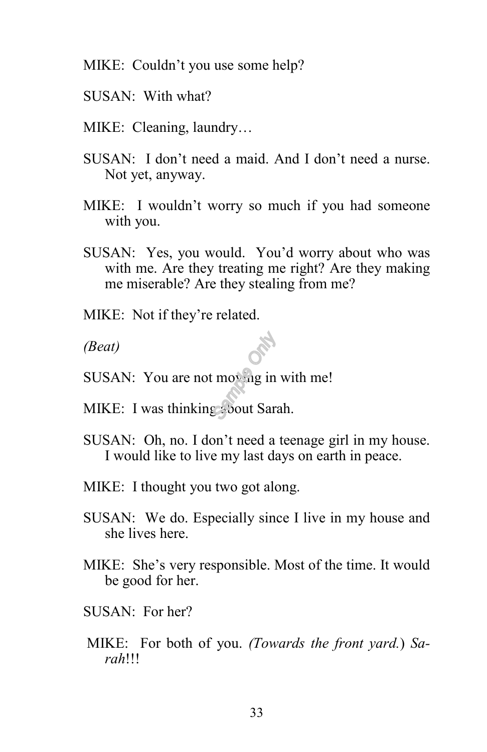MIKE: Couldn't you use some help?

SUSAN: With what?

MIKE: Cleaning, laundry…

SUSAN: I don't need a maid. And I don't need a nurse. Not yet, anyway.

MIKE: I wouldn't worry so much if you had someone with you.

SUSAN: Yes, you would. You'd worry about who was with me. Are they treating me right? Are they making me miserable? Are they stealing from me?

MIKE: Not if they're related.

*(Beat)*

SUSAN: You are not moving in with me!

MIKE: I was thinking about Sarah.

SUSAN: Oh, no. I don't need a teenage girl in my house. I would like to live my last days on earth in peace.

MIKE: I thought you two got along.

SUSAN: We do. Especially since I live in my house and she lives here.

MIKE: She's very responsible. Most of the time. It would be good for her.

SUSAN: For her?

MIKE: For both of you. *(Towards the front yard.)* *Sarah*!!!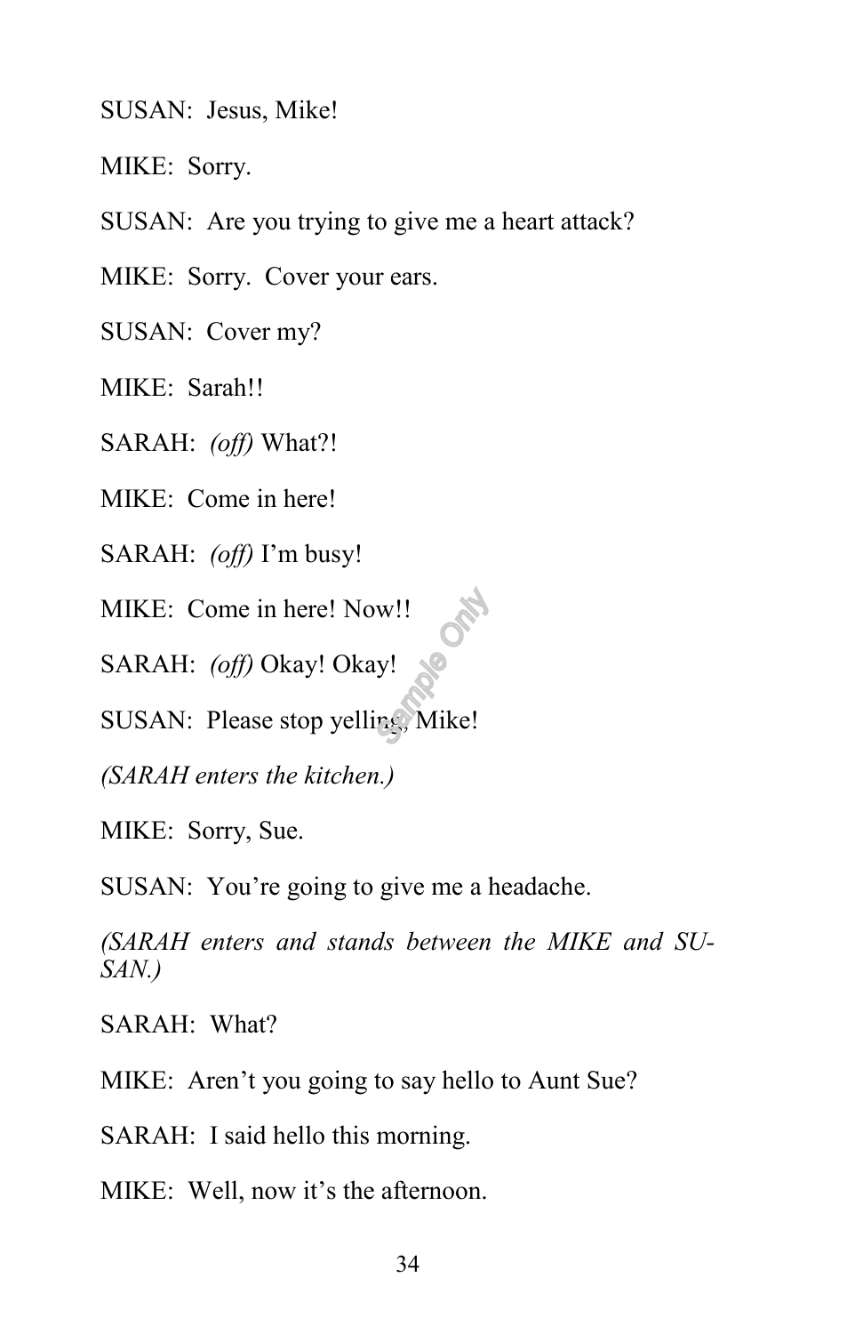SUSAN: Jesus, Mike!

MIKE: Sorry.

SUSAN: Are you trying to give me a heart attack?

MIKE: Sorry. Cover your ears.

SUSAN: Cover my?

MIKE: Sarah!!

SARAH: *(off)* What?!

MIKE: Come in here!

SARAH: *(off)* I'm busy!

MIKE: Come in here! Now!!

SARAH: *(off)* Okay! Okay!

SUSAN: Please stop yelling, Mike!

*(SARAH enters the kitchen.)*

MIKE: Sorry, Sue.

SUSAN: You're going to give me a headache.

*(SARAH enters and stands between the MIKE and SUSAN.)*

SARAH: What?

MIKE: Aren't you going to say hello to Aunt Sue?

SARAH: I said hello this morning.

MIKE: Well, now it's the afternoon.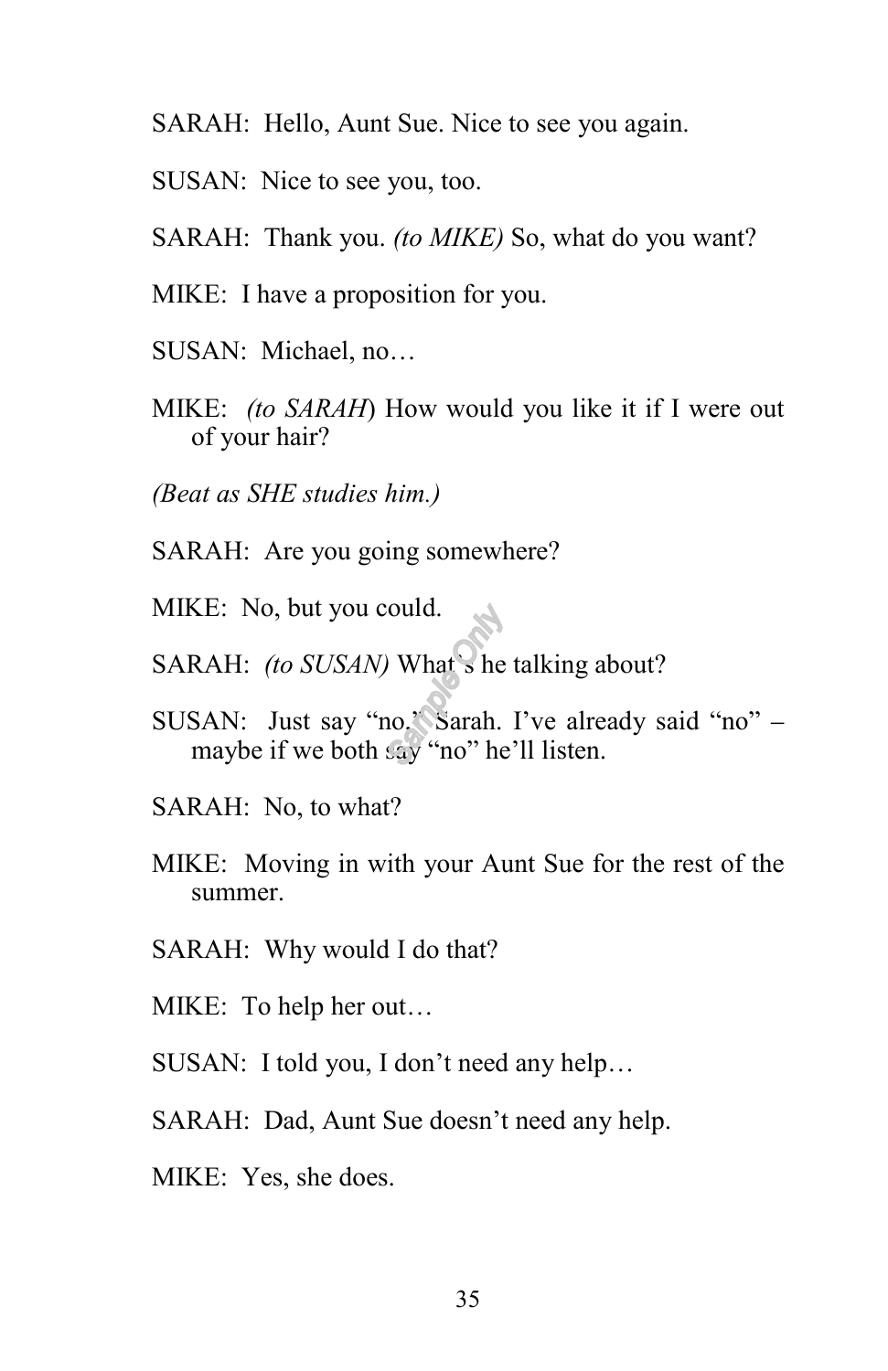SARAH: Hello, Aunt Sue. Nice to see you again.

SUSAN: Nice to see you, too.

SARAH: Thank you. *(to MIKE)* So, what do you want?

MIKE: I have a proposition for you.

SUSAN: Michael, no…

MIKE: *(to SARAH*) How would you like it if I were out of your hair?

*(Beat as SHE studies him.)*

SARAH: Are you going somewhere?

MIKE: No, but you could.

SARAH: *(to SUSAN)* What's he talking about?

SUSAN: Just say "no," Sarah. I've already said "no" – maybe if we both say "no" he'll listen.

SARAH: No, to what?

MIKE: Moving in with your Aunt Sue for the rest of the summer.

SARAH: Why would I do that?

MIKE: To help her out…

SUSAN: I told you, I don't need any help…

SARAH: Dad, Aunt Sue doesn't need any help.

MIKE: Yes, she does.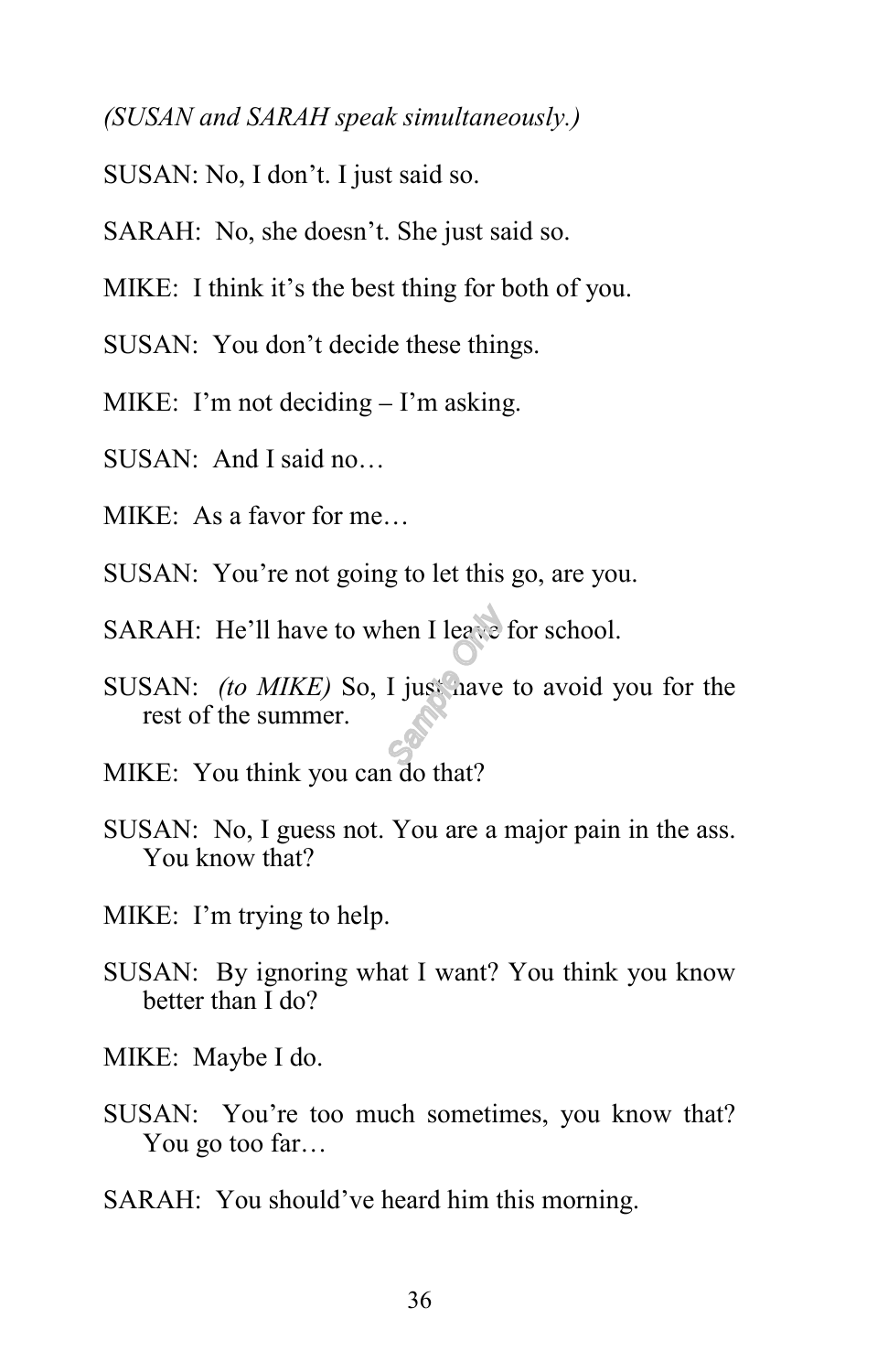*(SUSAN and SARAH speak simultaneously.)*

SUSAN: No, I don't. I just said so.

SARAH: No, she doesn't. She just said so.

MIKE: I think it's the best thing for both of you.

SUSAN: You don't decide these things.

MIKE: I'm not deciding – I'm asking.

SUSAN: And I said no…

MIKE: As a favor for me…

SUSAN: You're not going to let this go, are you.

SARAH: He'll have to when I leave for school.

SUSAN: *(to MIKE)* So, I just have to avoid you for the rest of the summer.

MIKE: You think you can do that?

SUSAN: No, I guess not. You are a major pain in the ass. You know that?

MIKE: I'm trying to help.

SUSAN: By ignoring what I want? You think you know better than I do?

MIKE: Maybe I do.

SUSAN: You're too much sometimes, you know that? You go too far…

SARAH: You should've heard him this morning.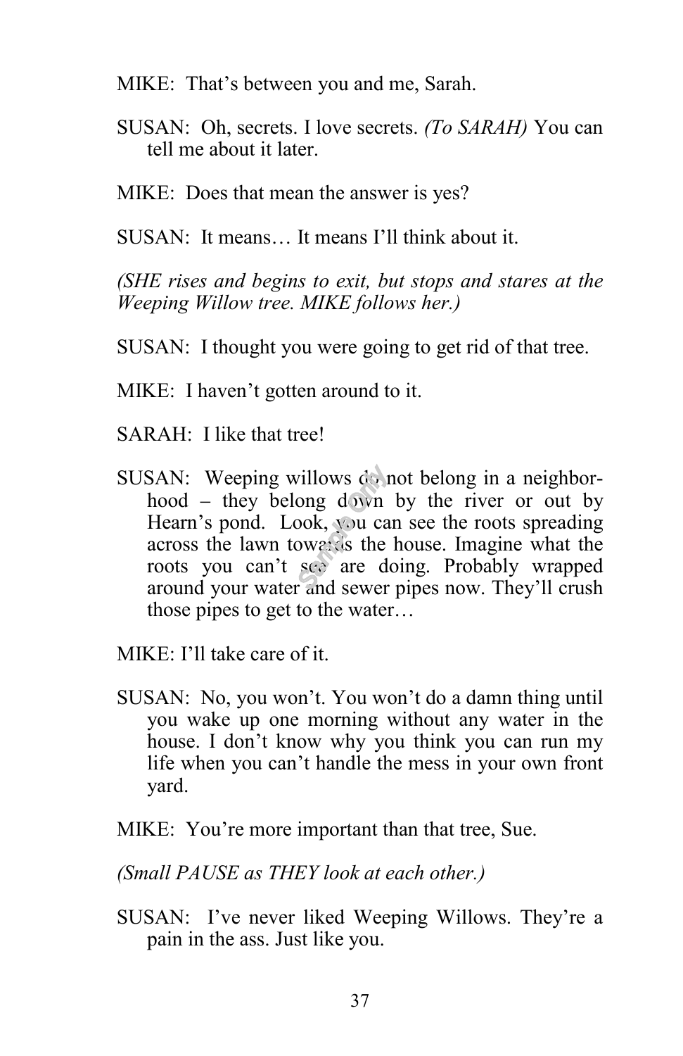MIKE: That's between you and me, Sarah.

SUSAN: Oh, secrets. I love secrets. *(To SARAH)* You can tell me about it later.

MIKE: Does that mean the answer is yes?

SUSAN: It means… It means I'll think about it.

*(SHE rises and begins to exit, but stops and stares at the Weeping Willow tree. MIKE follows her.)*

SUSAN: I thought you were going to get rid of that tree.

MIKE: I haven't gotten around to it.

SARAH: I like that tree!

SUSAN: Weeping willows do not belong in a neighbor-hood – they belong down by the river or out by Hearn's pond. Look, you can see the roots spreading across the lawn towards the house. Imagine what the roots you can't see are doing. Probably wrapped around your water and sewer pipes now. They'll crush those pipes to get to the water…

MIKE: I'll take care of it.

SUSAN: No, you won't. You won't do a damn thing until you wake up one morning without any water in the house. I don't know why you think you can run my life when you can't handle the mess in your own front yard.

MIKE: You're more important than that tree, Sue.

*(Small PAUSE as THEY look at each other.)*

SUSAN: I've never liked Weeping Willows. They're a pain in the ass. Just like you.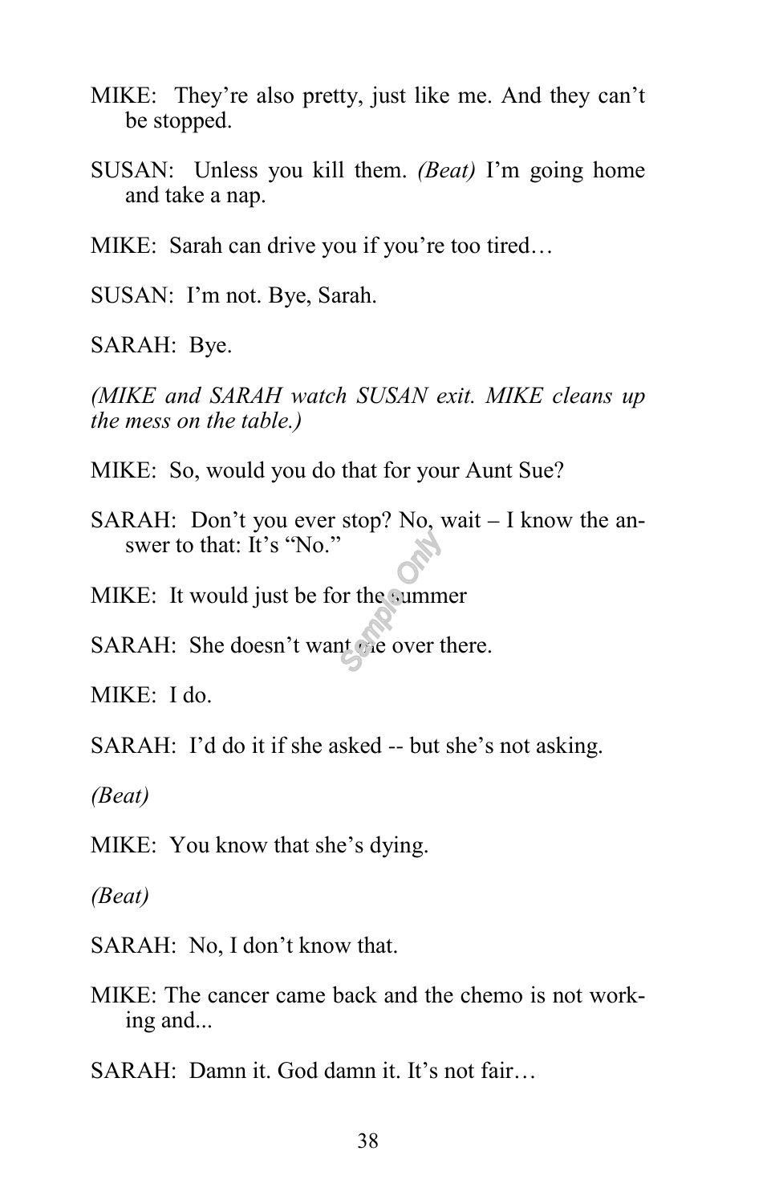MIKE: They're also pretty, just like me. And they can't be stopped.

SUSAN: Unless you kill them. *(Beat)* I'm going home and take a nap.

MIKE: Sarah can drive you if you're too tired…

SUSAN: I'm not. Bye, Sarah.

SARAH: Bye.

*(MIKE and SARAH watch SUSAN exit. MIKE cleans up the mess on the table.)*

MIKE: So, would you do that for your Aunt Sue?

SARAH: Don't you ever stop? No, wait – I know the answer to that: It's "No."

MIKE: It would just be for the summer

SARAH: She doesn't want me over there.

MIKE: I do.

SARAH: I'd do it if she asked -- but she's not asking.

*(Beat)*

MIKE: You know that she's dying.

*(Beat)*

SARAH: No, I don't know that.

MIKE: The cancer came back and the chemo is not working and...

SARAH: Damn it. God damn it. It's not fair…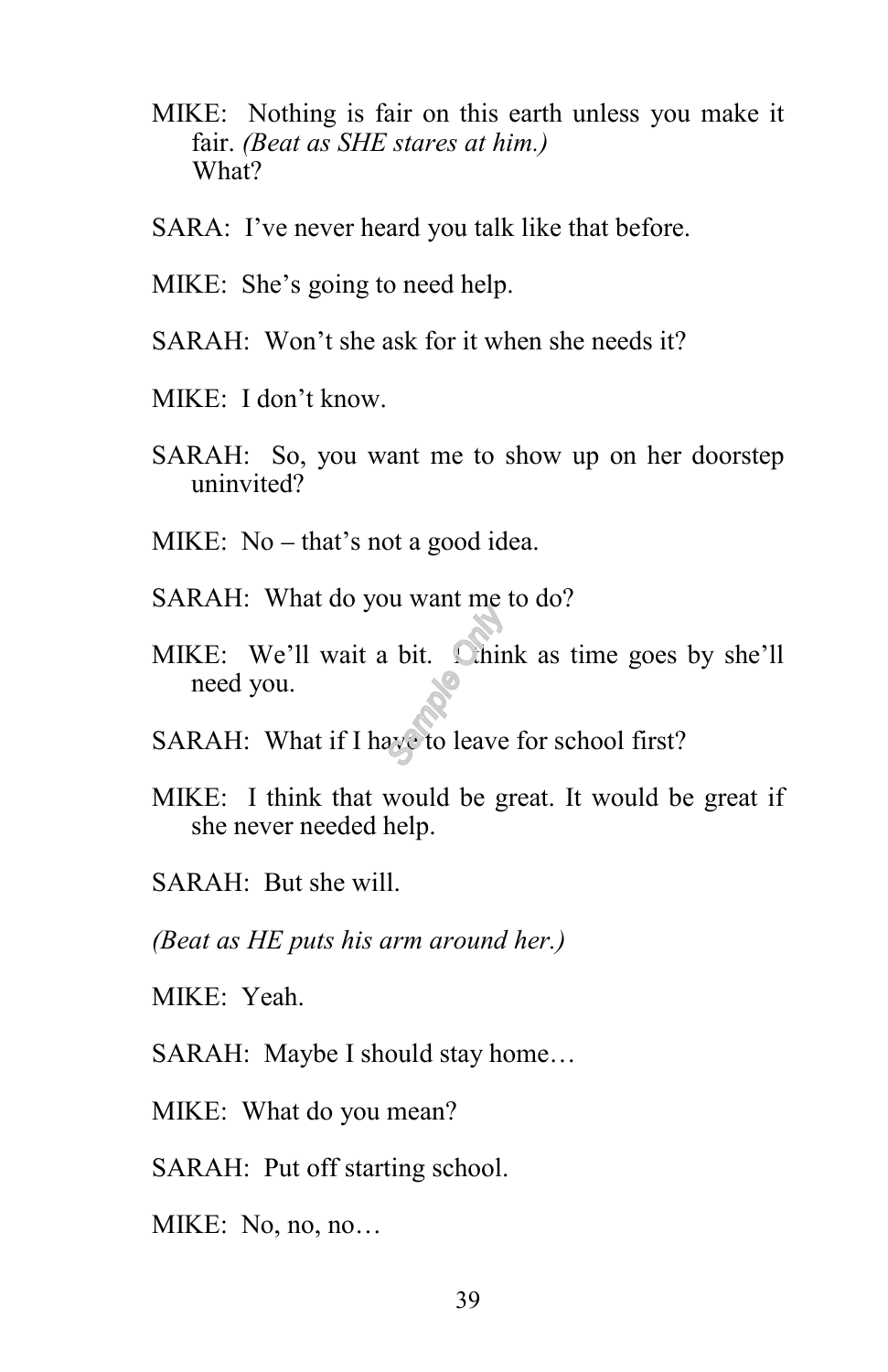MIKE: Nothing is fair on this earth unless you make it fair. *(Beat as SHE stares at him.)*
What?

SARA: I've never heard you talk like that before.

MIKE: She's going to need help.

SARAH: Won't she ask for it when she needs it?

MIKE: I don't know.

SARAH: So, you want me to show up on her doorstep uninvited?

MIKE: No – that's not a good idea.

SARAH: What do you want me to do?

MIKE: We'll wait a bit. I think as time goes by she'll need you.

SARAH: What if I have to leave for school first?

MIKE: I think that would be great. It would be great if she never needed help.

SARAH: But she will.

*(Beat as HE puts his arm around her.)*

MIKE: Yeah.

SARAH: Maybe I should stay home…

MIKE: What do you mean?

SARAH: Put off starting school.

MIKE: No, no, no…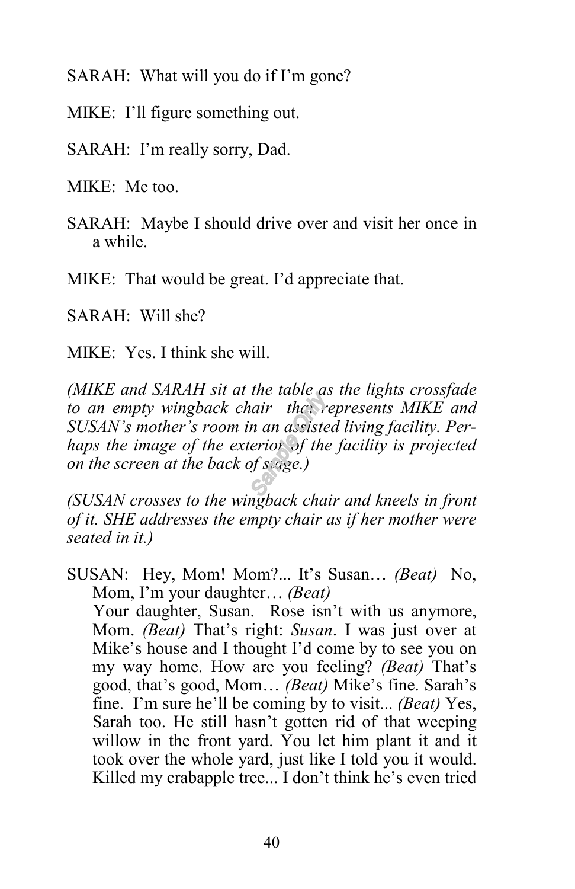SARAH: What will you do if I'm gone?

MIKE: I'll figure something out.

SARAH: I'm really sorry, Dad.

MIKE: Me too.

SARAH: Maybe I should drive over and visit her once in a while.

MIKE: That would be great. I'd appreciate that.

SARAH: Will she?

MIKE: Yes. I think she will.

*(MIKE and SARAH sit at the table as the lights crossfade to an empty wingback chair that represents MIKE and SUSAN's mother's room in an assisted living facility. Perhaps the image of the exterior of the facility is projected on the screen at the back of stage.)*

*(SUSAN crosses to the wingback chair and kneels in front of it. SHE addresses the empty chair as if her mother were seated in it.)*

SUSAN: Hey, Mom! Mom?... It's Susan… *(Beat)* No, Mom, I'm your daughter… *(Beat)*
Your daughter, Susan. Rose isn't with us anymore, Mom. *(Beat)* That's right: *Susan*. I was just over at Mike's house and I thought I'd come by to see you on my way home. How are you feeling? *(Beat)* That's good, that's good, Mom… *(Beat)* Mike's fine. Sarah's fine. I'm sure he'll be coming by to visit... *(Beat)* Yes, Sarah too. He still hasn't gotten rid of that weeping willow in the front yard. You let him plant it and it took over the whole yard, just like I told you it would. Killed my crabapple tree... I don't think he's even tried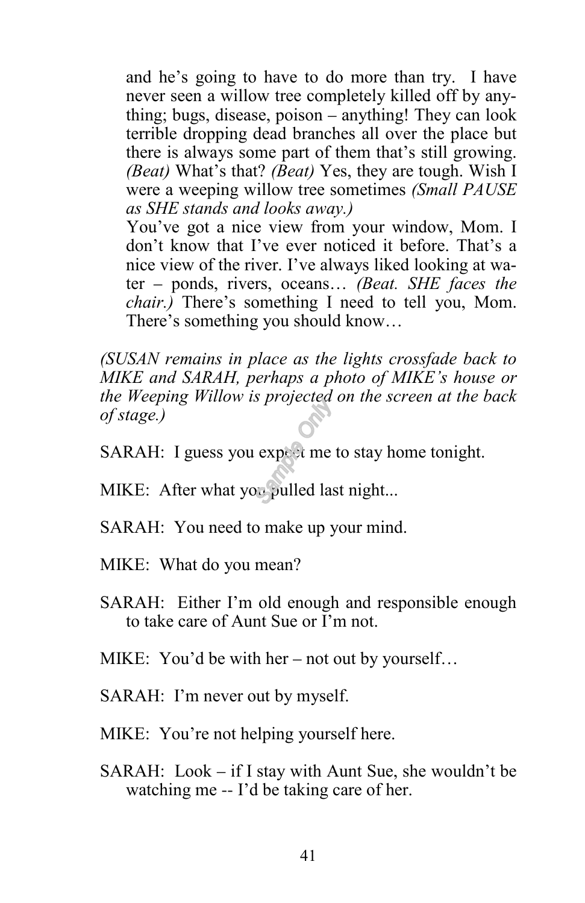and he's going to have to do more than try. I have never seen a willow tree completely killed off by anything; bugs, disease, poison – anything! They can look terrible dropping dead branches all over the place but there is always some part of them that's still growing. *(Beat)* What's that? *(Beat)* Yes, they are tough. Wish I were a weeping willow tree sometimes *(Small PAUSE as SHE stands and looks away.)*

You've got a nice view from your window, Mom. I don't know that I've ever noticed it before. That's a nice view of the river. I've always liked looking at water – ponds, rivers, oceans… *(Beat. SHE faces the chair.)* There's something I need to tell you, Mom. There's something you should know…

*(SUSAN remains in place as the lights crossfade back to MIKE and SARAH, perhaps a photo of MIKE's house or the Weeping Willow is projected on the screen at the back of stage.)*

SARAH: I guess you expect me to stay home tonight.

MIKE: After what you pulled last night...

SARAH: You need to make up your mind.

MIKE: What do you mean?

SARAH: Either I'm old enough and responsible enough to take care of Aunt Sue or I'm not.

MIKE: You'd be with her – not out by yourself…

SARAH: I'm never out by myself.

MIKE: You're not helping yourself here.

SARAH: Look – if I stay with Aunt Sue, she wouldn't be watching me -- I'd be taking care of her.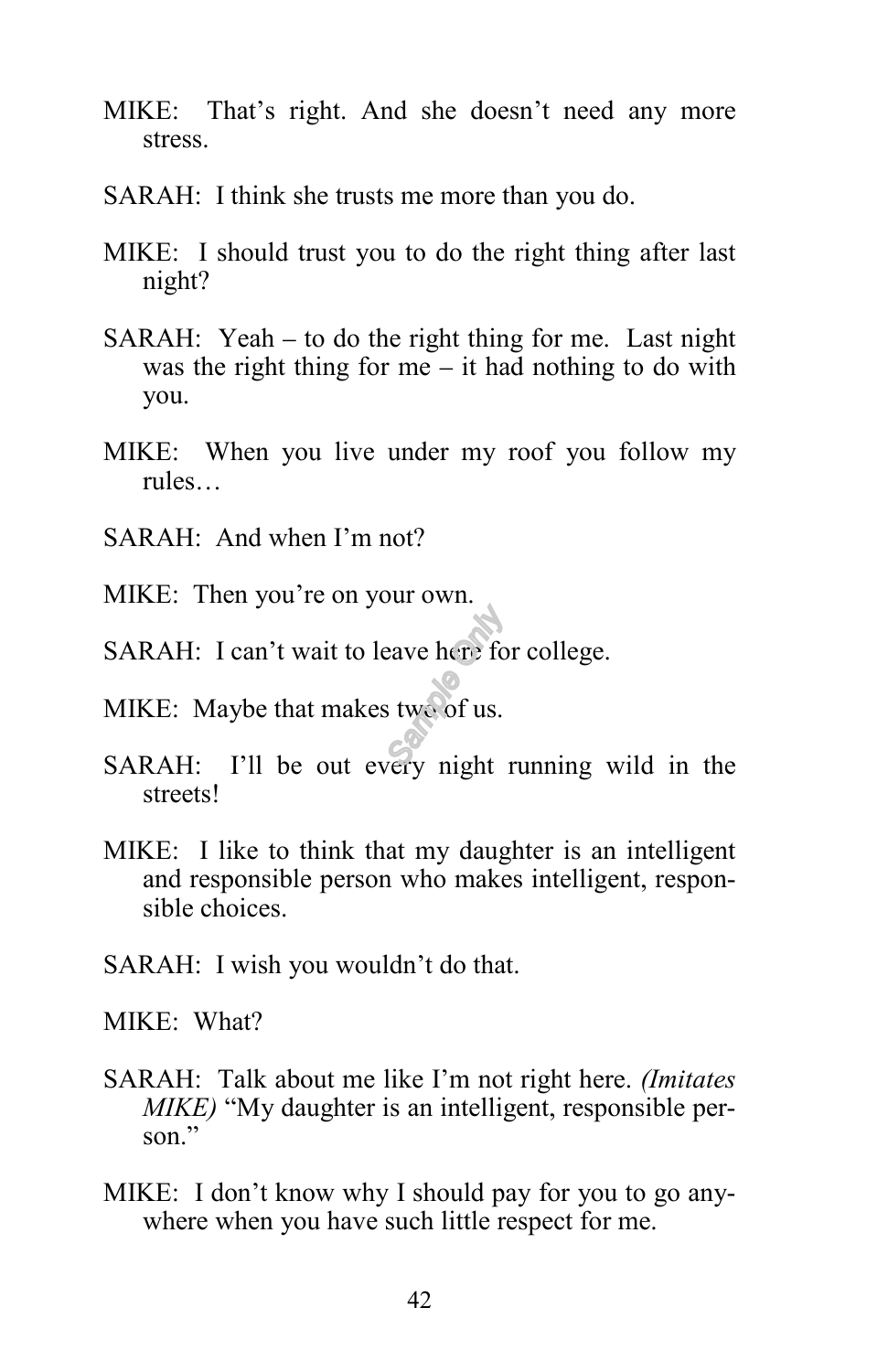MIKE: That's right. And she doesn't need any more stress.

SARAH: I think she trusts me more than you do.

MIKE: I should trust you to do the right thing after last night?

SARAH: Yeah – to do the right thing for me. Last night was the right thing for me – it had nothing to do with you.

MIKE: When you live under my roof you follow my rules…

SARAH: And when I'm not?

MIKE: Then you're on your own.

SARAH: I can't wait to leave here for college.

MIKE: Maybe that makes two of us.

SARAH: I'll be out every night running wild in the streets!

MIKE: I like to think that my daughter is an intelligent and responsible person who makes intelligent, responsible choices.

SARAH: I wish you wouldn't do that.

MIKE: What?

SARAH: Talk about me like I'm not right here. *(Imitates MIKE)* "My daughter is an intelligent, responsible person."

MIKE: I don't know why I should pay for you to go anywhere when you have such little respect for me.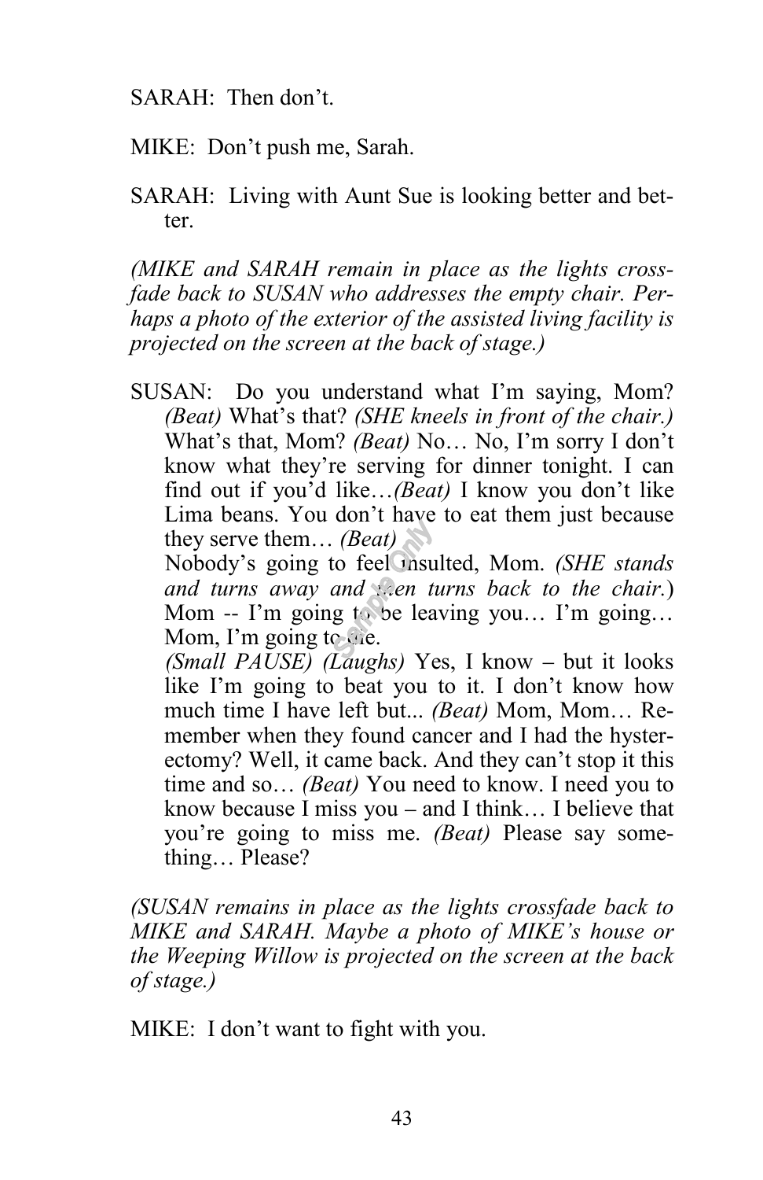SARAH: Then don't.

MIKE: Don't push me, Sarah.

SARAH: Living with Aunt Sue is looking better and better.

*(MIKE and SARAH remain in place as the lights crossfade back to SUSAN who addresses the empty chair. Perhaps a photo of the exterior of the assisted living facility is projected on the screen at the back of stage.)*

SUSAN: Do you understand what I'm saying, Mom? *(Beat)* What's that? *(SHE kneels in front of the chair.)* What's that, Mom? *(Beat)* No… No, I'm sorry I don't know what they're serving for dinner tonight. I can find out if you'd like…*(Beat)* I know you don't like Lima beans. You don't have to eat them just because they serve them… *(Beat)*
Nobody's going to feel insulted, Mom. *(SHE stands and turns away and then turns back to the chair.)* Mom -- I'm going to be leaving you… I'm going… Mom, I'm going to die.
*(Small PAUSE) (Laughs)* Yes, I know – but it looks like I'm going to beat you to it. I don't know how much time I have left but... *(Beat)* Mom, Mom… Remember when they found cancer and I had the hysterectomy? Well, it came back. And they can't stop it this time and so… *(Beat)* You need to know. I need you to know because I miss you – and I think… I believe that you're going to miss me. *(Beat)* Please say something… Please?

*(SUSAN remains in place as the lights crossfade back to MIKE and SARAH. Maybe a photo of MIKE's house or the Weeping Willow is projected on the screen at the back of stage.)*

MIKE: I don't want to fight with you.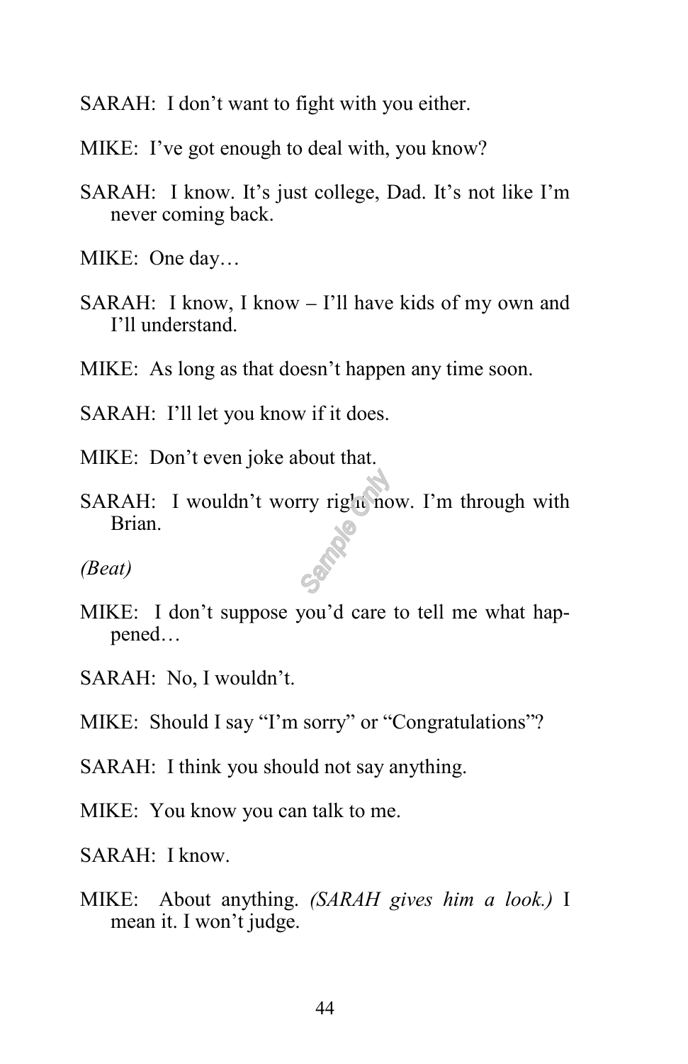SARAH: I don't want to fight with you either.

MIKE: I've got enough to deal with, you know?

SARAH: I know. It's just college, Dad. It's not like I'm never coming back.

MIKE: One day…

SARAH: I know, I know – I'll have kids of my own and I'll understand.

MIKE: As long as that doesn't happen any time soon.

SARAH: I'll let you know if it does.

MIKE: Don't even joke about that.

SARAH: I wouldn't worry right now. I'm through with Brian.

*(Beat)*

MIKE: I don't suppose you'd care to tell me what happened…

SARAH: No, I wouldn't.

MIKE: Should I say "I'm sorry" or "Congratulations"?

SARAH: I think you should not say anything.

MIKE: You know you can talk to me.

SARAH: I know.

MIKE: About anything. *(SARAH gives him a look.)* I mean it. I won't judge.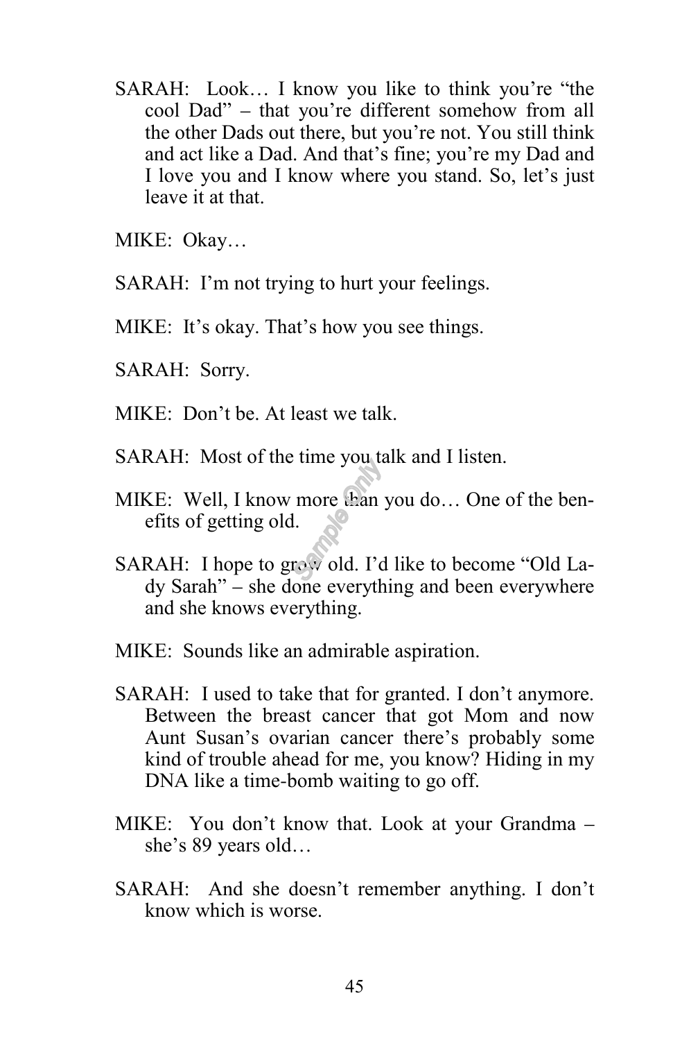SARAH: Look… I know you like to think you're "the cool Dad" – that you're different somehow from all the other Dads out there, but you're not. You still think and act like a Dad. And that's fine; you're my Dad and I love you and I know where you stand. So, let's just leave it at that.

MIKE: Okay…

SARAH: I'm not trying to hurt your feelings.

MIKE: It's okay. That's how you see things.

SARAH: Sorry.

MIKE: Don't be. At least we talk.

SARAH: Most of the time you talk and I listen.

MIKE: Well, I know more than you do… One of the benefits of getting old.

SARAH: I hope to grow old. I'd like to become "Old Lady Sarah" – she done everything and been everywhere and she knows everything.

MIKE: Sounds like an admirable aspiration.

SARAH: I used to take that for granted. I don't anymore. Between the breast cancer that got Mom and now Aunt Susan's ovarian cancer there's probably some kind of trouble ahead for me, you know? Hiding in my DNA like a time-bomb waiting to go off.

MIKE: You don't know that. Look at your Grandma – she's 89 years old…

SARAH: And she doesn't remember anything. I don't know which is worse.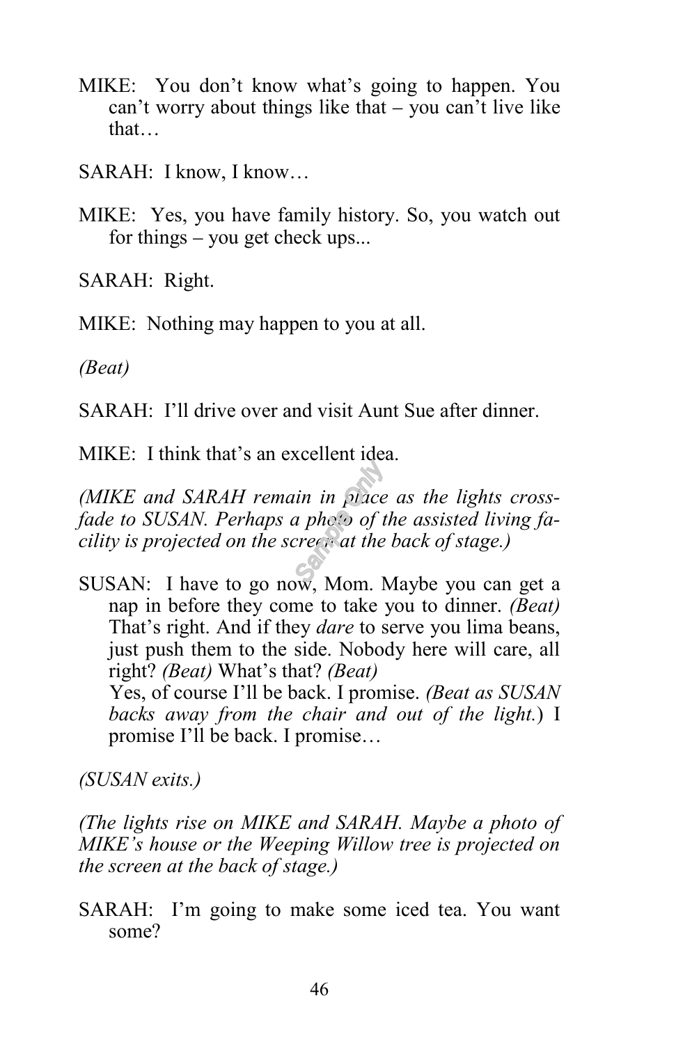MIKE: You don't know what's going to happen. You can't worry about things like that – you can't live like that…

SARAH: I know, I know…

MIKE: Yes, you have family history. So, you watch out for things – you get check ups...

SARAH: Right.

MIKE: Nothing may happen to you at all.

*(Beat)*

SARAH: I'll drive over and visit Aunt Sue after dinner.

MIKE: I think that's an excellent idea.

*(MIKE and SARAH remain in place as the lights cross-fade to SUSAN. Perhaps a photo of the assisted living facility is projected on the screen at the back of stage.)*

SUSAN: I have to go now, Mom. Maybe you can get a nap in before they come to take you to dinner. *(Beat)* That's right. And if they *dare* to serve you lima beans, just push them to the side. Nobody here will care, all right? *(Beat)* What's that? *(Beat)*
Yes, of course I'll be back. I promise. *(Beat as SUSAN backs away from the chair and out of the light.)* I promise I'll be back. I promise…

*(SUSAN exits.)*

*(The lights rise on MIKE and SARAH. Maybe a photo of MIKE's house or the Weeping Willow tree is projected on the screen at the back of stage.)*

SARAH: I'm going to make some iced tea. You want some?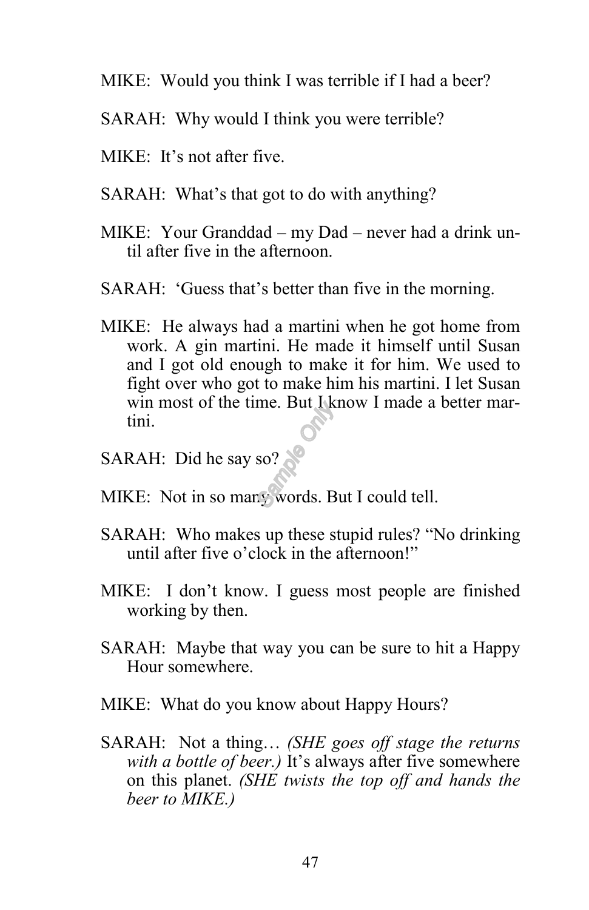MIKE: Would you think I was terrible if I had a beer?

SARAH: Why would I think you were terrible?

MIKE: It's not after five.

SARAH: What's that got to do with anything?

MIKE: Your Granddad – my Dad – never had a drink until after five in the afternoon.

SARAH: 'Guess that's better than five in the morning.

MIKE: He always had a martini when he got home from work. A gin martini. He made it himself until Susan and I got old enough to make it for him. We used to fight over who got to make him his martini. I let Susan win most of the time. But I know I made a better martini.

SARAH: Did he say so?

MIKE: Not in so many words. But I could tell.

SARAH: Who makes up these stupid rules? "No drinking until after five o'clock in the afternoon!"

MIKE: I don't know. I guess most people are finished working by then.

SARAH: Maybe that way you can be sure to hit a Happy Hour somewhere.

MIKE: What do you know about Happy Hours?

SARAH: Not a thing… *(SHE goes off stage the returns with a bottle of beer.)* It's always after five somewhere on this planet. *(SHE twists the top off and hands the beer to MIKE.)*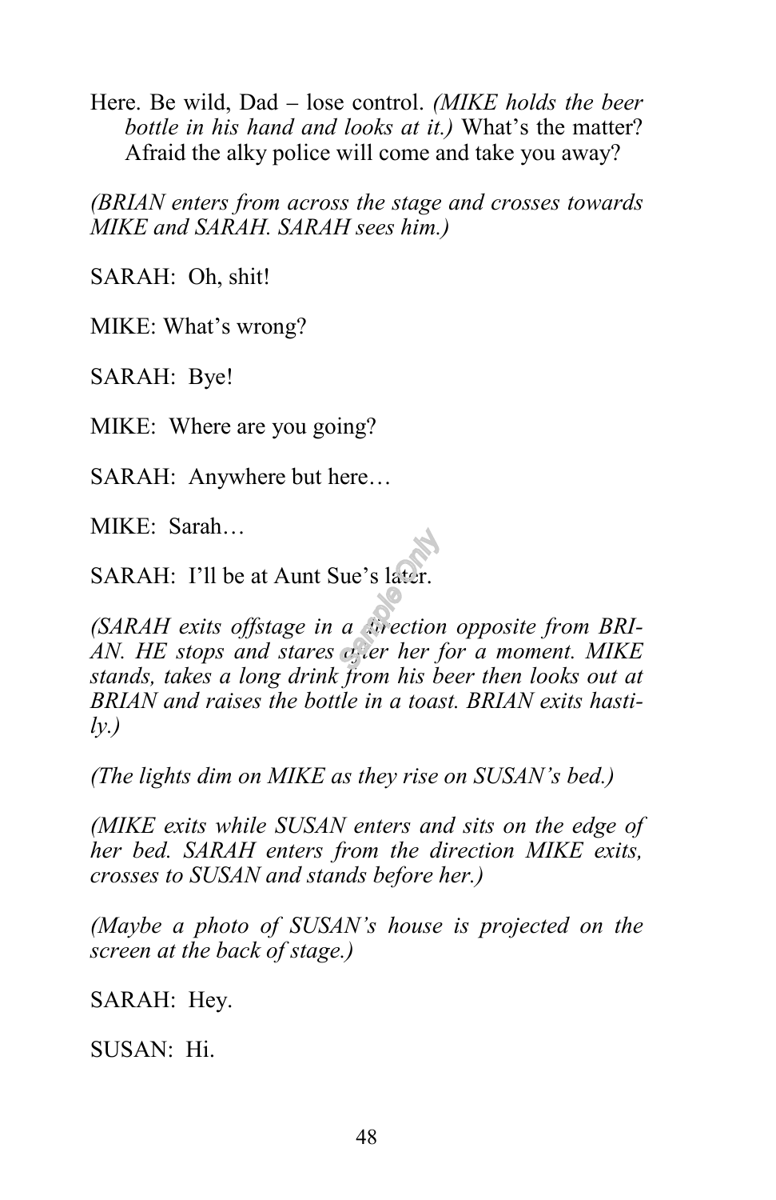Here. Be wild, Dad – lose control. *(MIKE holds the beer bottle in his hand and looks at it.)* What's the matter? Afraid the alky police will come and take you away?

*(BRIAN enters from across the stage and crosses towards MIKE and SARAH. SARAH sees him.)*

SARAH: Oh, shit!

MIKE: What's wrong?

SARAH: Bye!

MIKE: Where are you going?

SARAH: Anywhere but here…

MIKE: Sarah…

SARAH: I'll be at Aunt Sue's later.

*(SARAH exits offstage in a direction opposite from BRIAN. HE stops and stares after her for a moment. MIKE stands, takes a long drink from his beer then looks out at BRIAN and raises the bottle in a toast. BRIAN exits hastily.)*

*(The lights dim on MIKE as they rise on SUSAN's bed.)*

*(MIKE exits while SUSAN enters and sits on the edge of her bed. SARAH enters from the direction MIKE exits, crosses to SUSAN and stands before her.)*

*(Maybe a photo of SUSAN's house is projected on the screen at the back of stage.)*

SARAH: Hey.

SUSAN: Hi.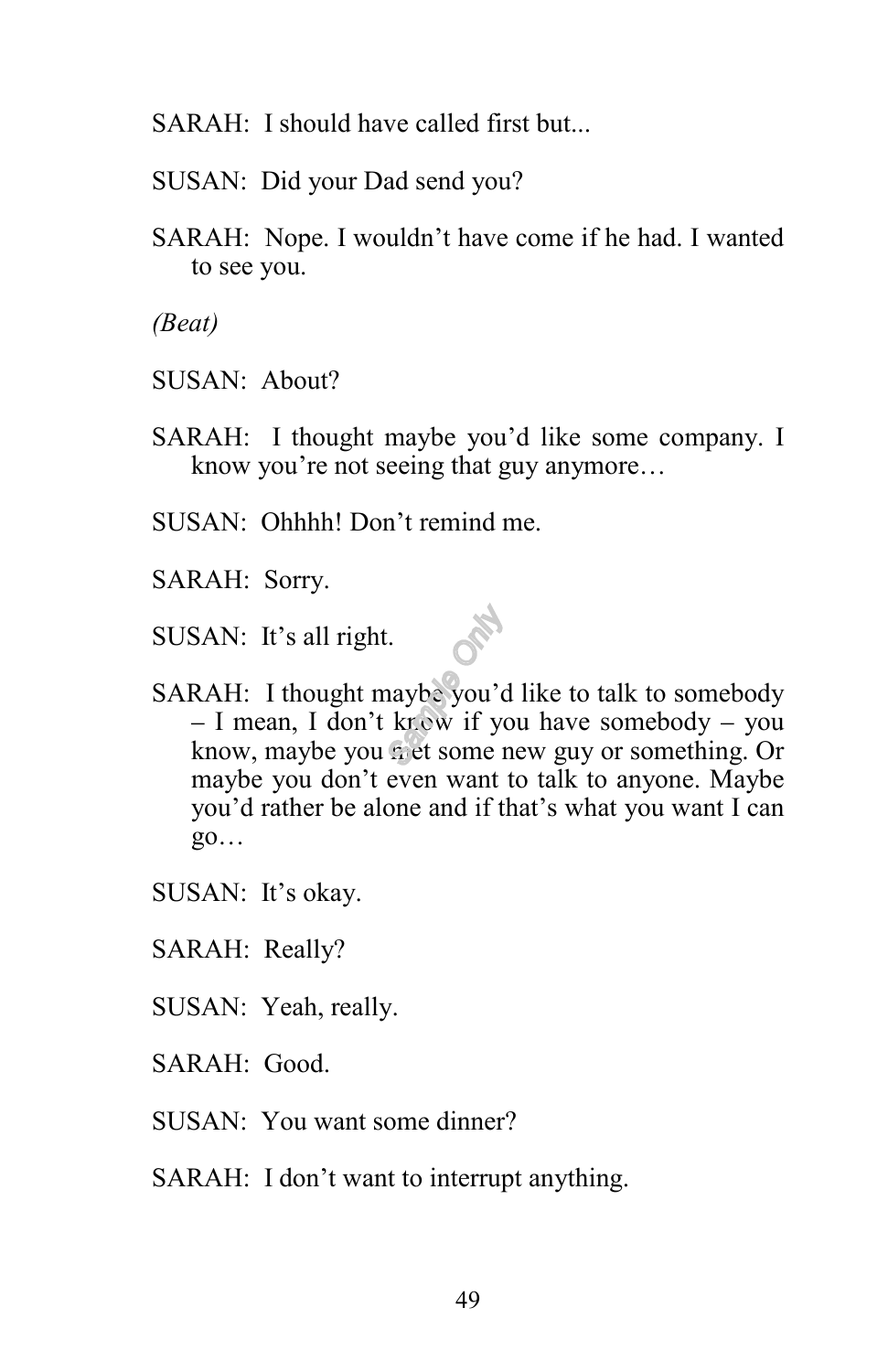SARAH: I should have called first but...

SUSAN: Did your Dad send you?

SARAH: Nope. I wouldn't have come if he had. I wanted to see you.

*(Beat)*

SUSAN: About?

SARAH: I thought maybe you'd like some company. I know you're not seeing that guy anymore…

SUSAN: Ohhhh! Don't remind me.

SARAH: Sorry.

SUSAN: It's all right.

SARAH: I thought maybe you'd like to talk to somebody – I mean, I don't know if you have somebody – you know, maybe you met some new guy or something. Or maybe you don't even want to talk to anyone. Maybe you'd rather be alone and if that's what you want I can go…

SUSAN: It's okay.

SARAH: Really?

SUSAN: Yeah, really.

SARAH: Good.

SUSAN: You want some dinner?

SARAH: I don't want to interrupt anything.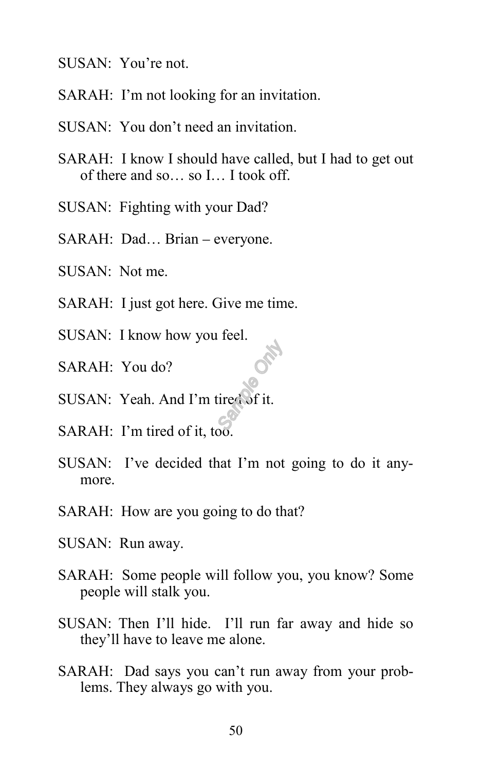SUSAN: You're not.

SARAH: I'm not looking for an invitation.

SUSAN: You don't need an invitation.

SARAH: I know I should have called, but I had to get out of there and so… so I… I took off.

SUSAN: Fighting with your Dad?

SARAH: Dad… Brian – everyone.

SUSAN: Not me.

SARAH: I just got here. Give me time.

SUSAN: I know how you feel.

SARAH: You do?

SUSAN: Yeah. And I'm tired of it.

SARAH: I'm tired of it, too.

SUSAN: I've decided that I'm not going to do it anymore.

SARAH: How are you going to do that?

SUSAN: Run away.

SARAH: Some people will follow you, you know? Some people will stalk you.

SUSAN: Then I'll hide. I'll run far away and hide so they'll have to leave me alone.

SARAH: Dad says you can't run away from your problems. They always go with you.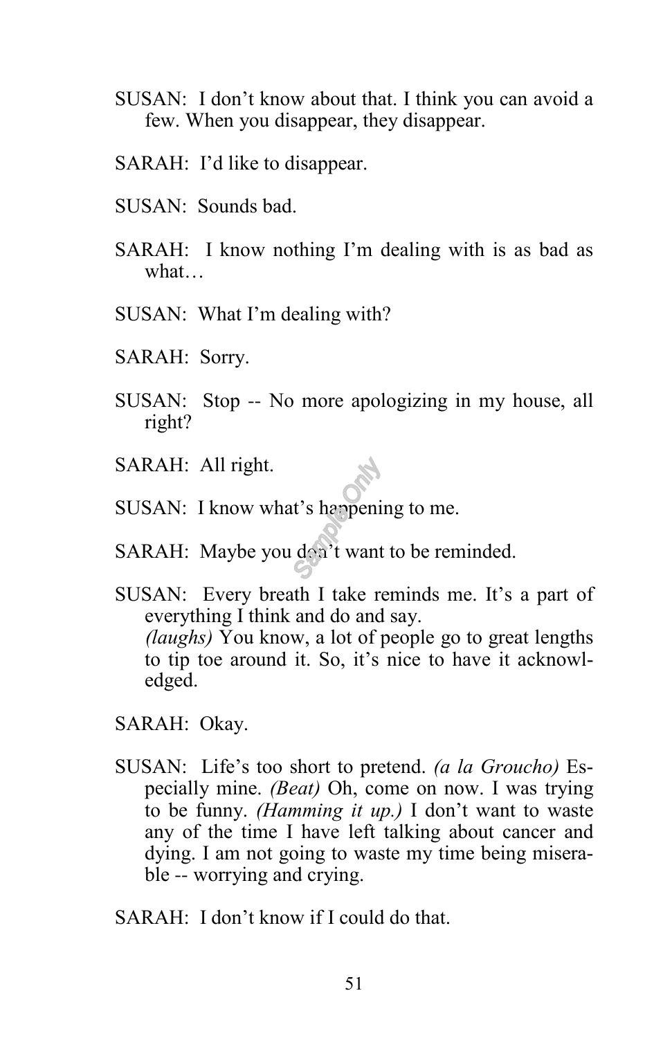SUSAN: I don't know about that. I think you can avoid a few. When you disappear, they disappear.

SARAH: I'd like to disappear.

SUSAN: Sounds bad.

SARAH: I know nothing I'm dealing with is as bad as what…

SUSAN: What I'm dealing with?

SARAH: Sorry.

SUSAN: Stop -- No more apologizing in my house, all right?

SARAH: All right.

SUSAN: I know what's happening to me.

SARAH: Maybe you don't want to be reminded.

SUSAN: Every breath I take reminds me. It's a part of everything I think and do and say.
*(laughs)* You know, a lot of people go to great lengths to tip toe around it. So, it's nice to have it acknowledged.

SARAH: Okay.

SUSAN: Life's too short to pretend. *(a la Groucho)* Especially mine. *(Beat)* Oh, come on now. I was trying to be funny. *(Hamming it up.)* I don't want to waste any of the time I have left talking about cancer and dying. I am not going to waste my time being miserable -- worrying and crying.

SARAH: I don't know if I could do that.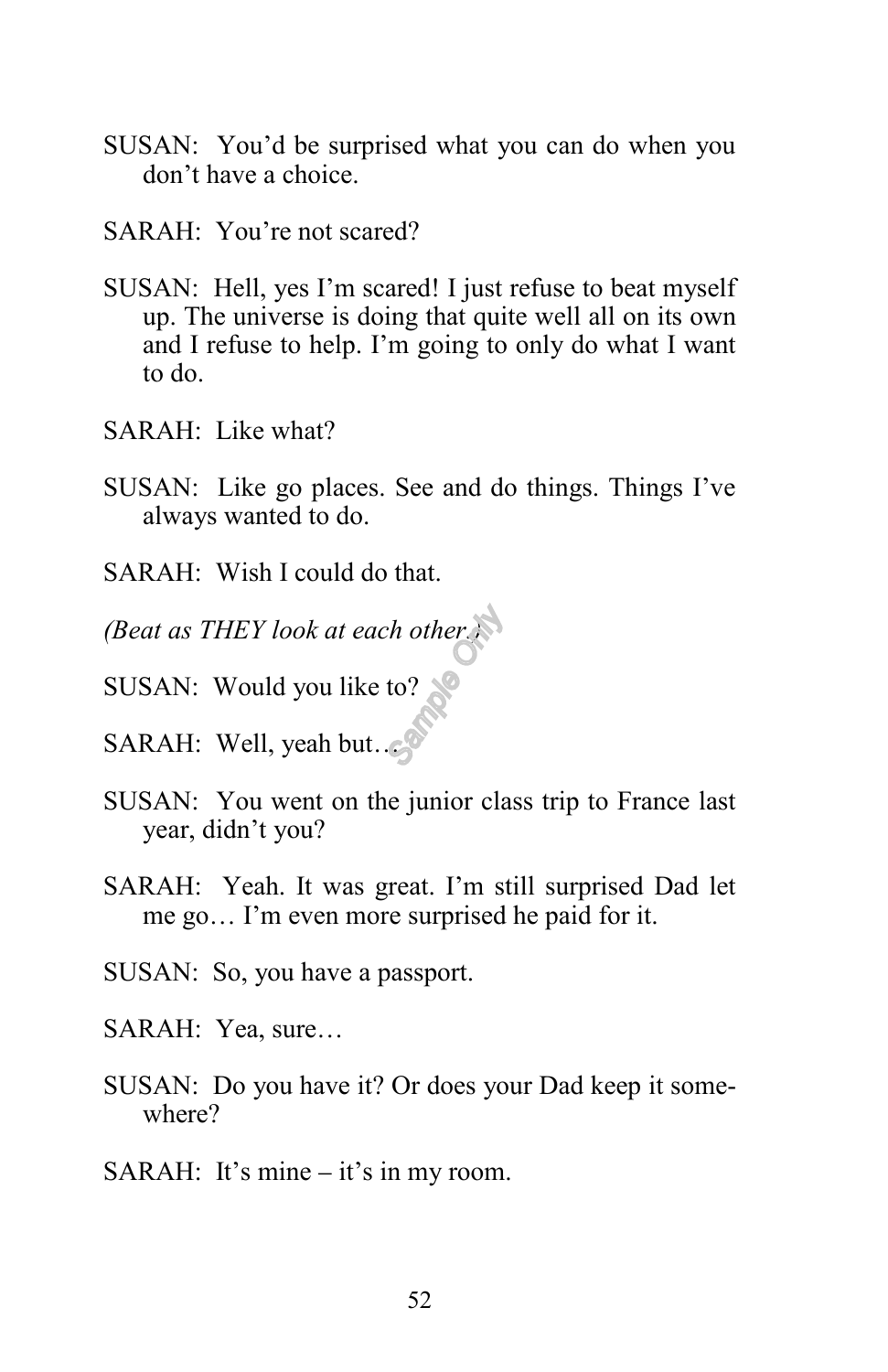SUSAN: You'd be surprised what you can do when you don't have a choice.

SARAH: You're not scared?

SUSAN: Hell, yes I'm scared! I just refuse to beat myself up. The universe is doing that quite well all on its own and I refuse to help. I'm going to only do what I want to do.

SARAH: Like what?

SUSAN: Like go places. See and do things. Things I've always wanted to do.

SARAH: Wish I could do that.

*(Beat as THEY look at each other.)*

SUSAN: Would you like to?

SARAH: Well, yeah but…

SUSAN: You went on the junior class trip to France last year, didn't you?

SARAH: Yeah. It was great. I'm still surprised Dad let me go… I'm even more surprised he paid for it.

SUSAN: So, you have a passport.

SARAH: Yea, sure…

SUSAN: Do you have it? Or does your Dad keep it somewhere?

SARAH: It's mine – it's in my room.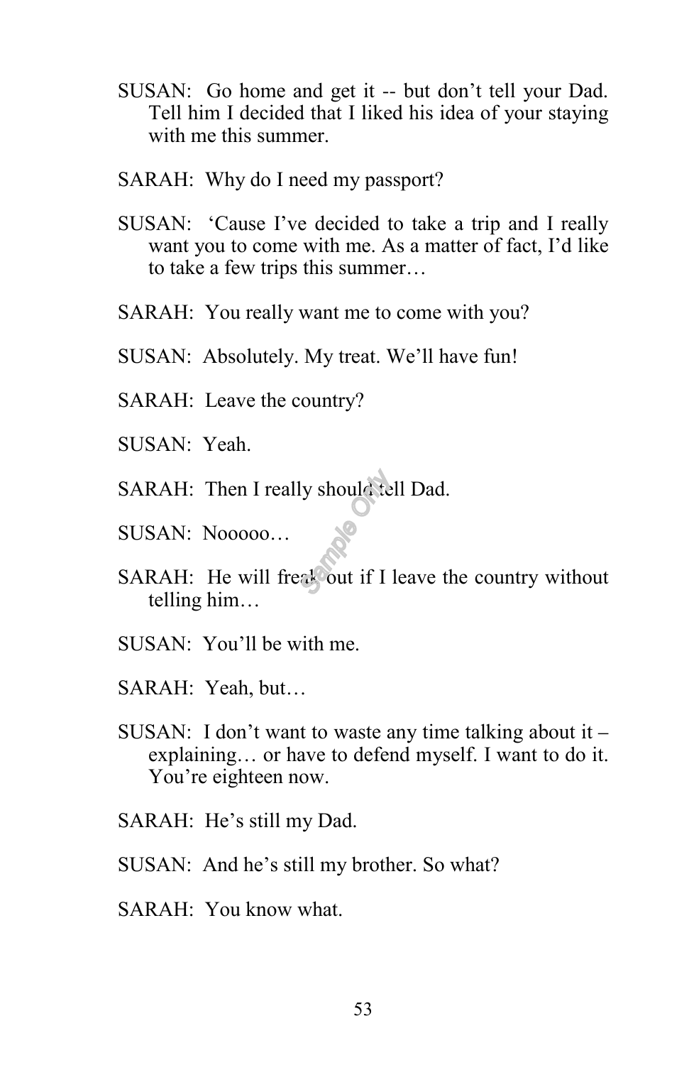SUSAN: Go home and get it -- but don't tell your Dad. Tell him I decided that I liked his idea of your staying with me this summer.

SARAH: Why do I need my passport?

SUSAN: 'Cause I've decided to take a trip and I really want you to come with me. As a matter of fact, I'd like to take a few trips this summer…

SARAH: You really want me to come with you?

SUSAN: Absolutely. My treat. We'll have fun!

SARAH: Leave the country?

SUSAN: Yeah.

SARAH: Then I really should tell Dad.

SUSAN: Nooooo…

SARAH: He will freak out if I leave the country without telling him…

SUSAN: You'll be with me.

SARAH: Yeah, but…

SUSAN: I don't want to waste any time talking about it – explaining… or have to defend myself. I want to do it. You're eighteen now.

SARAH: He's still my Dad.

SUSAN: And he's still my brother. So what?

SARAH: You know what.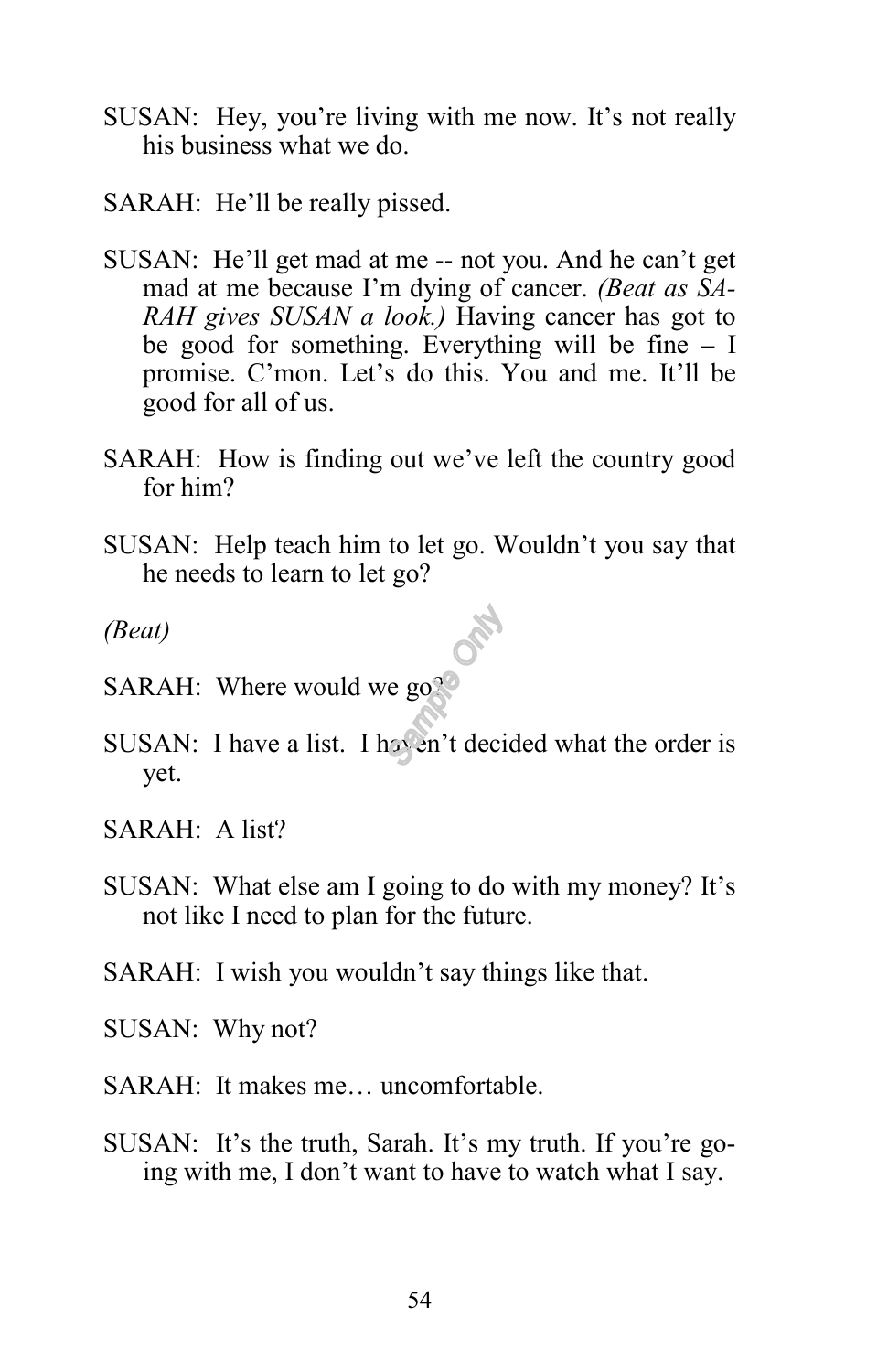SUSAN: Hey, you're living with me now. It's not really his business what we do.

SARAH: He'll be really pissed.

SUSAN: He'll get mad at me -- not you. And he can't get mad at me because I'm dying of cancer. *(Beat as SARAH gives SUSAN a look.)* Having cancer has got to be good for something. Everything will be fine – I promise. C'mon. Let's do this. You and me. It'll be good for all of us.

SARAH: How is finding out we've left the country good for him?

SUSAN: Help teach him to let go. Wouldn't you say that he needs to learn to let go?

*(Beat)*

SARAH: Where would we go?

SUSAN: I have a list. I haven't decided what the order is yet.

SARAH: A list?

SUSAN: What else am I going to do with my money? It's not like I need to plan for the future.

SARAH: I wish you wouldn't say things like that.

SUSAN: Why not?

SARAH: It makes me… uncomfortable.

SUSAN: It's the truth, Sarah. It's my truth. If you're going with me, I don't want to have to watch what I say.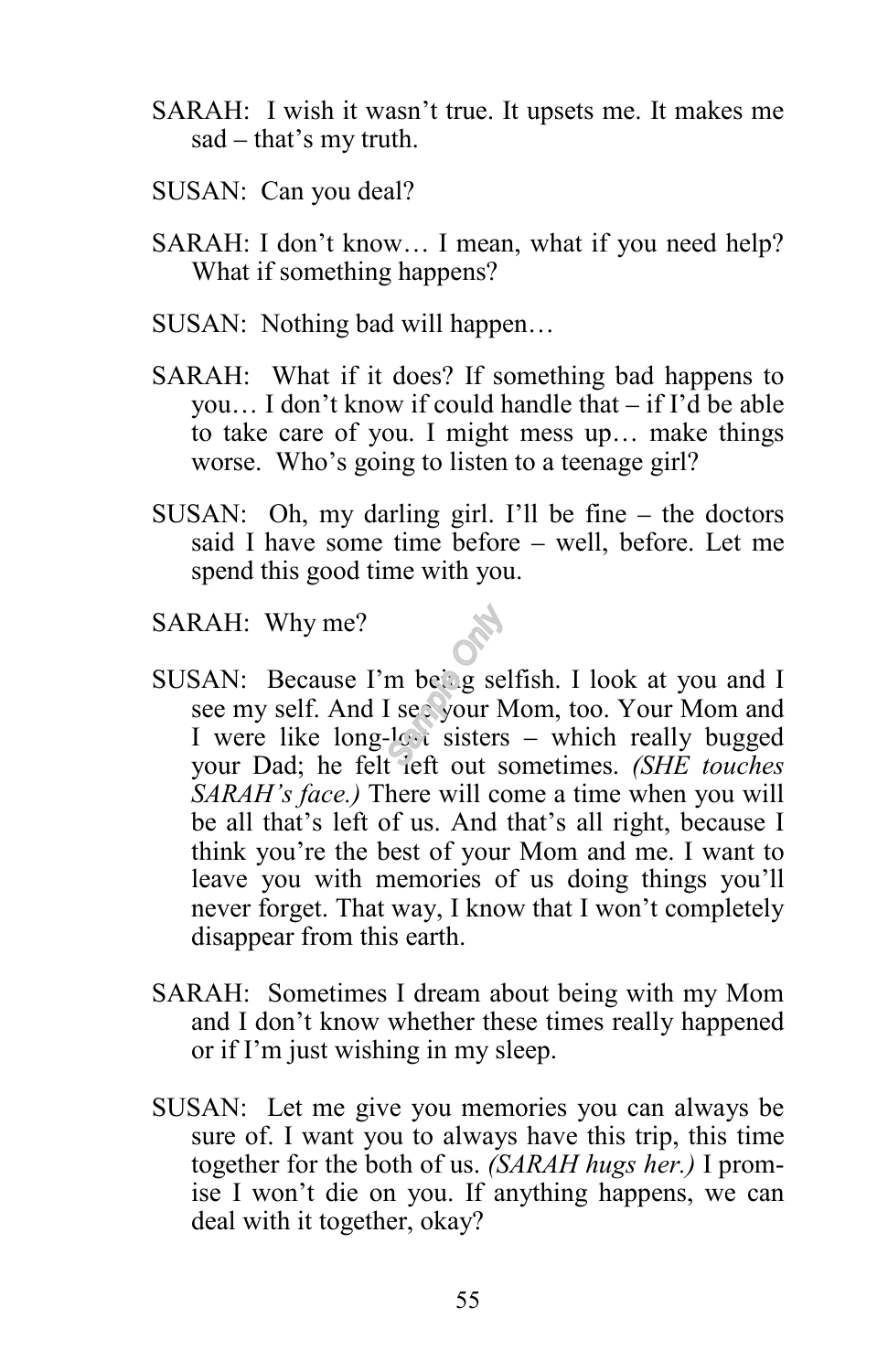SARAH: I wish it wasn't true. It upsets me. It makes me sad – that's my truth.

SUSAN: Can you deal?

SARAH: I don't know… I mean, what if you need help? What if something happens?

SUSAN: Nothing bad will happen…

SARAH: What if it does? If something bad happens to you… I don't know if could handle that – if I'd be able to take care of you. I might mess up… make things worse. Who's going to listen to a teenage girl?

SUSAN: Oh, my darling girl. I'll be fine – the doctors said I have some time before – well, before. Let me spend this good time with you.

SARAH: Why me?

SUSAN: Because I'm being selfish. I look at you and I see my self. And I see your Mom, too. Your Mom and I were like long-lost sisters – which really bugged your Dad; he felt left out sometimes. *(SHE touches SARAH's face.)* There will come a time when you will be all that's left of us. And that's all right, because I think you're the best of your Mom and me. I want to leave you with memories of us doing things you'll never forget. That way, I know that I won't completely disappear from this earth.

SARAH: Sometimes I dream about being with my Mom and I don't know whether these times really happened or if I'm just wishing in my sleep.

SUSAN: Let me give you memories you can always be sure of. I want you to always have this trip, this time together for the both of us. *(SARAH hugs her.)* I promise I won't die on you. If anything happens, we can deal with it together, okay?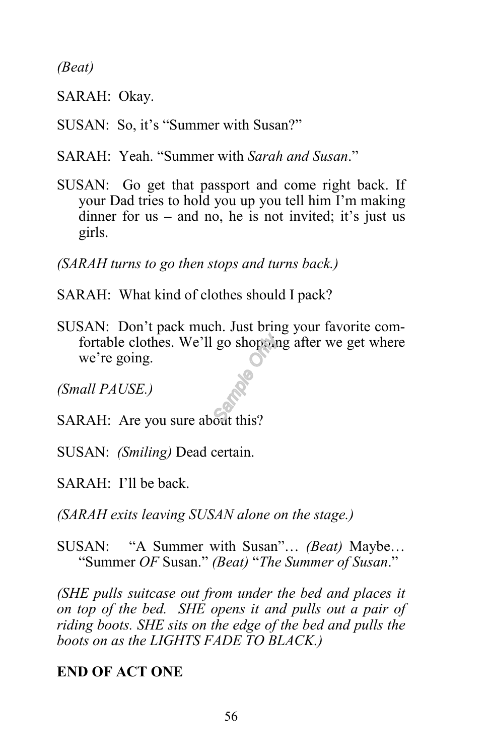*(Beat)*

SARAH: Okay.

SUSAN: So, it's "Summer with Susan?"

SARAH: Yeah. "Summer with *Sarah and Susan*."

SUSAN: Go get that passport and come right back. If your Dad tries to hold you up you tell him I'm making dinner for us – and no, he is not invited; it's just us girls.

*(SARAH turns to go then stops and turns back.)*

SARAH: What kind of clothes should I pack?

SUSAN: Don't pack much. Just bring your favorite comfortable clothes. We'll go shopping after we get where we're going.

*(Small PAUSE.)*

SARAH: Are you sure about this?

SUSAN: *(Smiling)* Dead certain.

SARAH: I'll be back.

*(SARAH exits leaving SUSAN alone on the stage.)*

SUSAN: "A Summer with Susan"… *(Beat)* Maybe… "Summer *OF* Susan." *(Beat)* "*The Summer of Susan*."

*(SHE pulls suitcase out from under the bed and places it on top of the bed. SHE opens it and pulls out a pair of riding boots. SHE sits on the edge of the bed and pulls the boots on as the LIGHTS FADE TO BLACK.)*

**END OF ACT ONE**